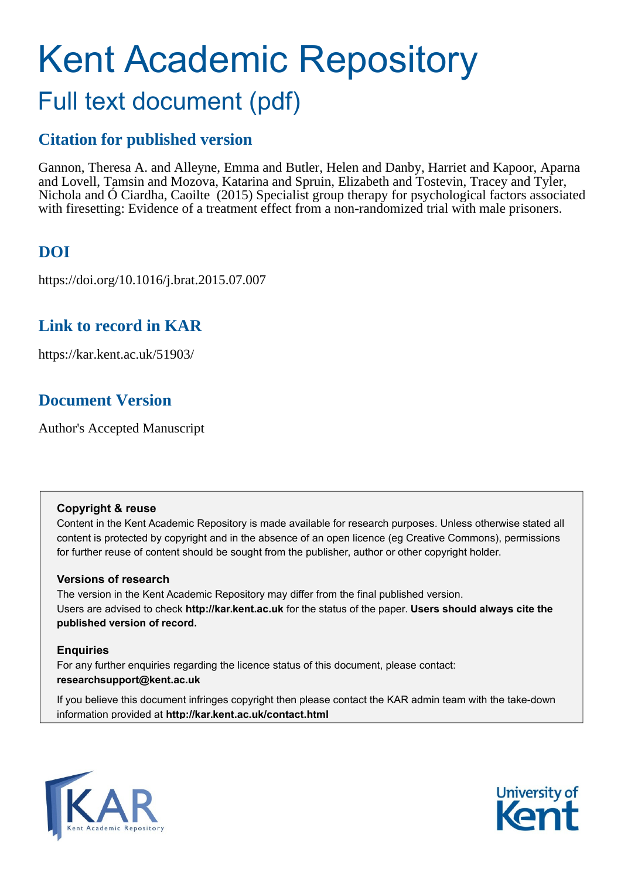# Kent Academic Repository

## Full text document (pdf)

### Citation for published version

Gannon, Theresa A. and Alleyne, Emma and Butler, Helen and Danby, Harriet and Kapoor, Aparna and Lovell, Tamsin and Mozova, Katarina and Spruin, Elizabeth and Tostevin, Tracey and Tyler, Nichola and Ó Ciardha, Caoilte (2015) Specialist group therapy for psychological factors associated with firesetting: Evidence of a treatment effect from a non-randomized trial with male prisoners.

### DOI

https://doi.org/10.1016/j.brat.2015.07.007

### Link to record in KAR

https://kar.kent.ac.uk/51903/

### Document Version

Author's Accepted Manuscript

**Copyright & reuse**

Content in the Kent Academic Repository is made available for research purposes. Unless otherwise stated all content is protected by copyright and in the absence of an open licence (eg Creative Commons), permissions for further reuse of content should be sought from the publisher, author or other copyright holder.

**Versions of research**

The version in the Kent Academic Repository may differ from the final published version. Users are advised to check **http://kar.kent.ac.uk** for the status of the paper. **Users should always cite the published version of record.**

**Enquiries**

For any further enquiries regarding the licence status of this document, please contact: **researchsupport@kent.ac.uk**

If you believe this document infringes copyright then please contact the KAR admin team with the take-down information provided at **http://kar.kent.ac.uk/contact.html**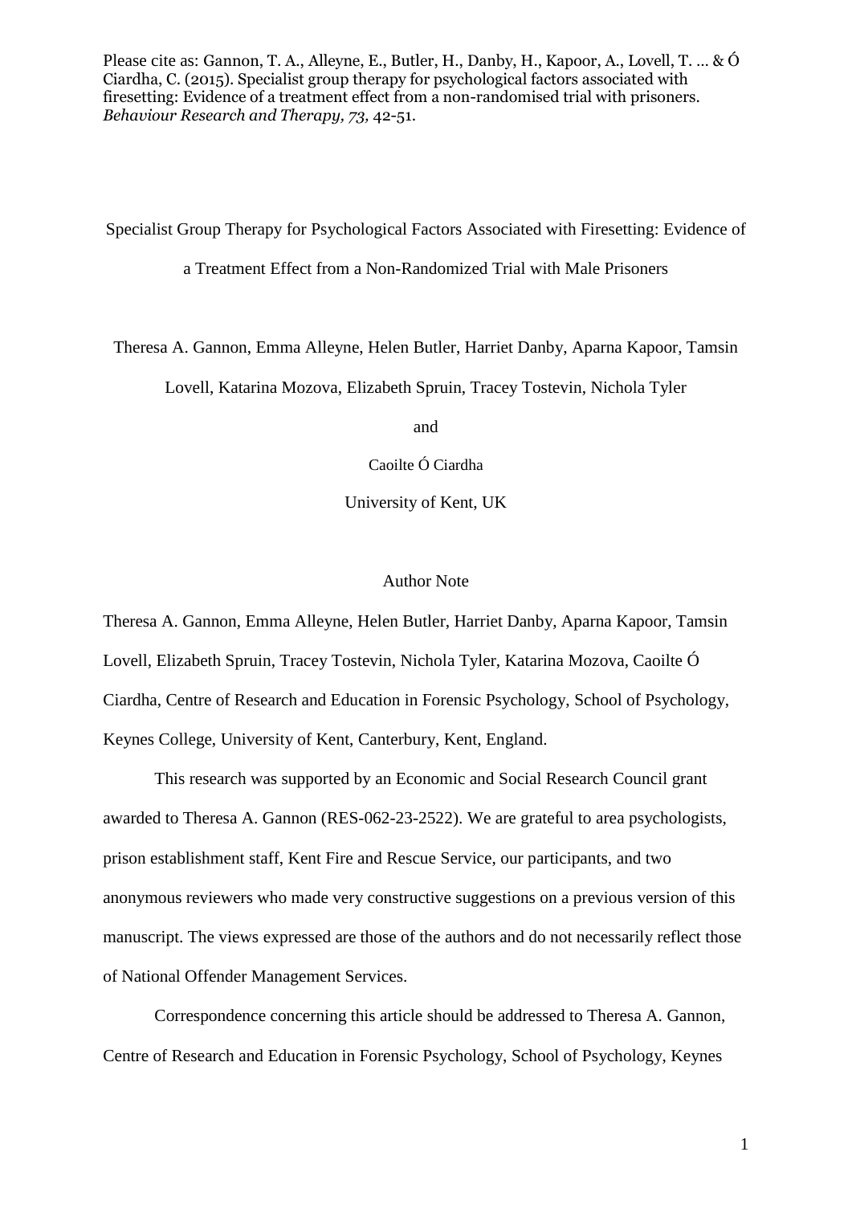Please cite as: Gannon, T. A., Alleyne, E., Butler, H., Danby, H., Kapoor, A., Lovell, T. ... & Ó Ciardha, C. (2015). Specialist group therapy for psychological factors associated with firesetting: Evidence of a treatment effect from a non-randomised trial with prisoners. *Behaviour Research and Therapy, 73,* 42-51.

# Specialist Group Therapy for Psychological Factors Associated with Firesetting: Evidence of a Treatment Effect from a Non-Randomized Trial with Male Prisoners

Theresa A. Gannon, Emma Alleyne, Helen Butler, Harriet Danby, Aparna Kapoor, Tamsin Lovell, Katarina Mozova, Elizabeth Spruin, Tracey Tostevin, Nichola Tyler

and

Caoilte Ó Ciardha

University of Kent, UK

## Author Note

Theresa A. Gannon, Emma Alleyne, Helen Butler, Harriet Danby, Aparna Kapoor, Tamsin Lovell, Elizabeth Spruin, Tracey Tostevin, Nichola Tyler, Katarina Mozova, Caoilte Ó Ciardha, Centre of Research and Education in Forensic Psychology, School of Psychology, Keynes College, University of Kent, Canterbury, Kent, England.

This research was supported by an Economic and Social Research Council grant awarded to Theresa A. Gannon (RES-062-23-2522). We are grateful to area psychologists, prison establishment staff, Kent Fire and Rescue Service, our participants, and two anonymous reviewers who made very constructive suggestions on a previous version of this manuscript. The views expressed are those of the authors and do not necessarily reflect those of National Offender Management Services.

Correspondence concerning this article should be addressed to Theresa A. Gannon, Centre of Research and Education in Forensic Psychology, School of Psychology, Keynes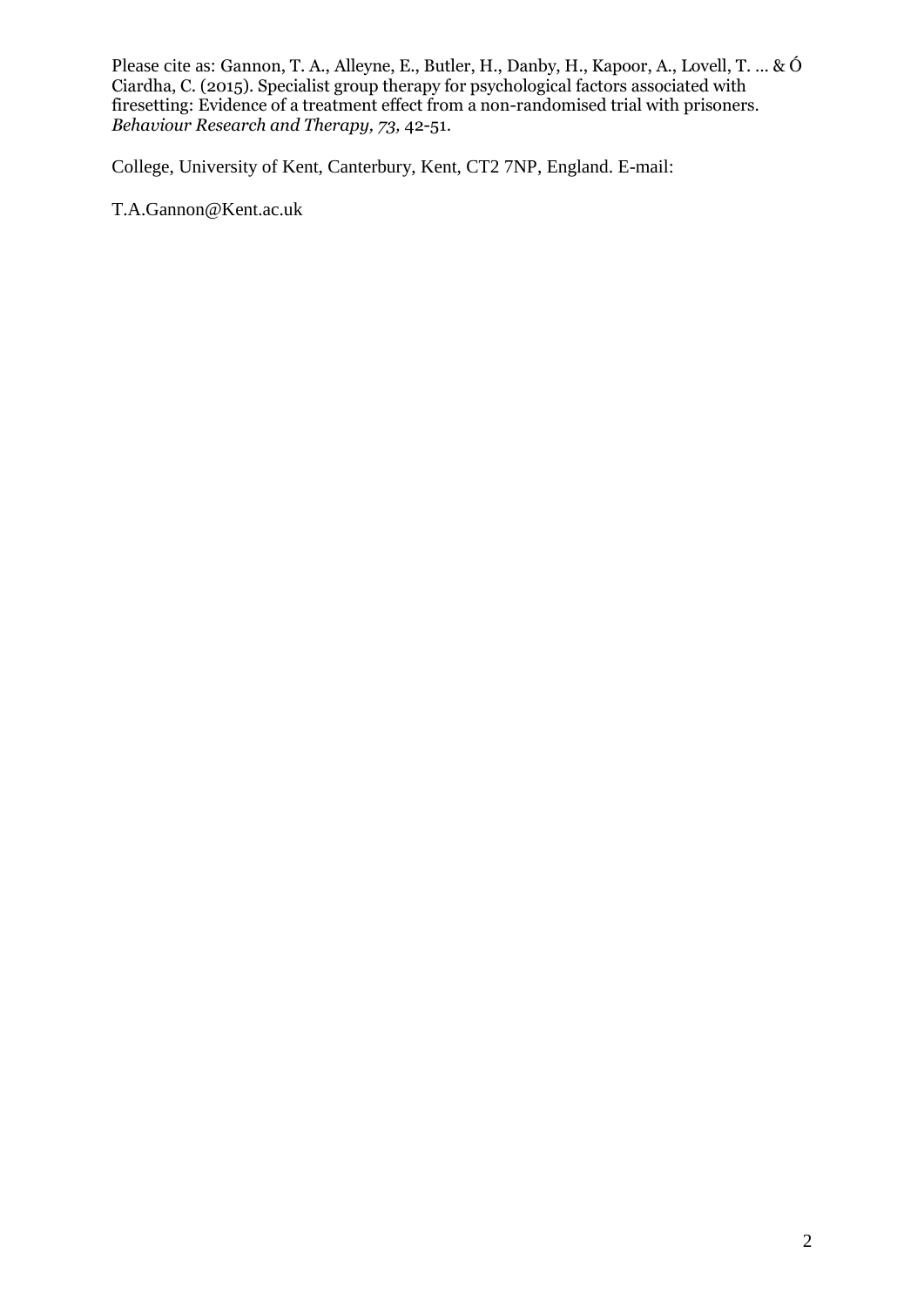College, University of Kent, Canterbury, Kent, CT2 7NP, England. E-mail:

T.A.Gannon@Kent.ac.uk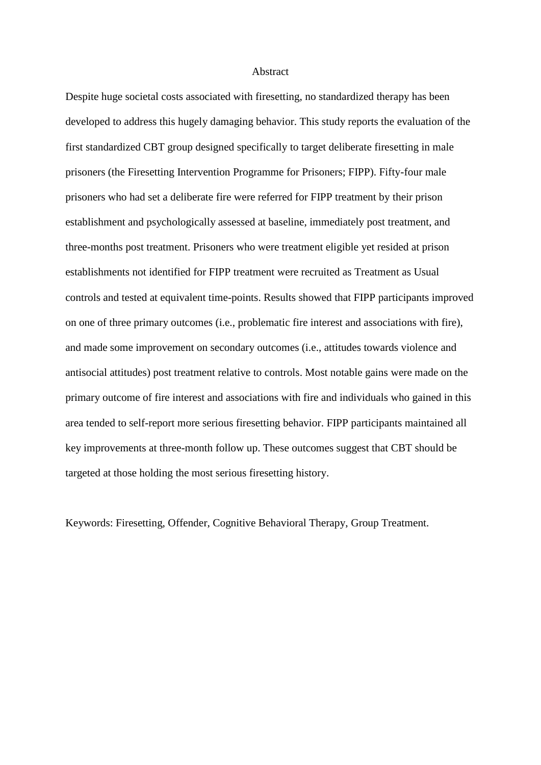# Abstract

Despite huge societal costs associated with firesetting, no standardized therapy has been developed to address this hugely damaging behavior. This study reports the evaluation of the first standardized CBT group designed specifically to target deliberate firesetting in male prisoners (the Firesetting Intervention Programme for Prisoners; FIPP). Fifty-four male prisoners who had set a deliberate fire were referred for FIPP treatment by their prison establishment and psychologically assessed at baseline, immediately post treatment, and three-months post treatment. Prisoners who were treatment eligible yet resided at prison establishments not identified for FIPP treatment were recruited as Treatment as Usual controls and tested at equivalent time-points. Results showed that FIPP participants improved on one of three primary outcomes (i.e., problematic fire interest and associations with fire), and made some improvement on secondary outcomes (i.e., attitudes towards violence and antisocial attitudes) post treatment relative to controls. Most notable gains were made on the primary outcome of fire interest and associations with fire and individuals who gained in this area tended to self-report more serious firesetting behavior. FIPP participants maintained all key improvements at three-month follow up. These outcomes suggest that CBT should be targeted at those holding the most serious firesetting history.

Keywords: Firesetting, Offender, Cognitive Behavioral Therapy, Group Treatment.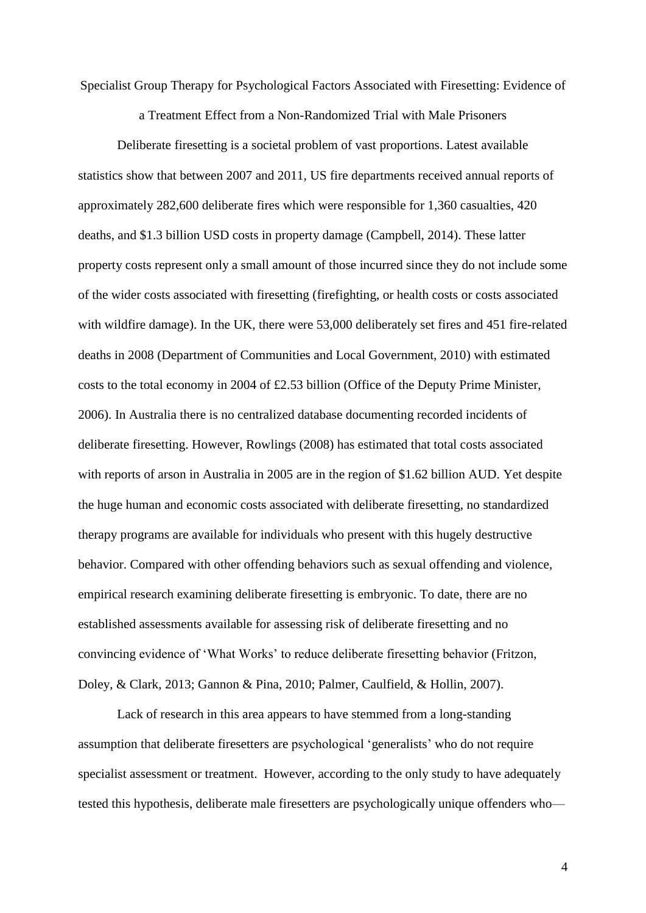Specialist Group Therapy for Psychological Factors Associated with Firesetting: Evidence of a Treatment Effect from a Non-Randomized Trial with Male Prisoners

Deliberate firesetting is a societal problem of vast proportions. Latest available statistics show that between 2007 and 2011, US fire departments received annual reports of approximately 282,600 deliberate fires which were responsible for 1,360 casualties, 420 deaths, and $1.3 billion USD costs in property damage (Campbell, 2014). These latter property costs represent only a small amount of those incurred since they do not include some of the wider costs associated with firesetting (firefighting, or health costs or costs associated with wildfire damage). In the UK, there were 53,000 deliberately set fires and 451 fire-related deaths in 2008 (Department of Communities and Local Government, 2010) with estimated costs to the total economy in 2004 of £2.53 billion (Office of the Deputy Prime Minister, 2006). In Australia there is no centralized database documenting recorded incidents of deliberate firesetting. However, Rowlings (2008) has estimated that total costs associated with reports of arson in Australia in 2005 are in the region of $1.62 billion AUD. Yet despite the huge human and economic costs associated with deliberate firesetting, no standardized therapy programs are available for individuals who present with this hugely destructive behavior. Compared with other offending behaviors such as sexual offending and violence, empirical research examining deliberate firesetting is embryonic. To date, there are no established assessments available for assessing risk of deliberate firesetting and no convincing evidence of 'What Works' to reduce deliberate firesetting behavior (Fritzon, Doley, & Clark, 2013; Gannon & Pina, 2010; Palmer, Caulfield, & Hollin, 2007).

Lack of research in this area appears to have stemmed from a long-standing assumption that deliberate firesetters are psychological 'generalists' who do not require specialist assessment or treatment. However, according to the only study to have adequately tested this hypothesis, deliberate male firesetters are psychologically unique offenders who—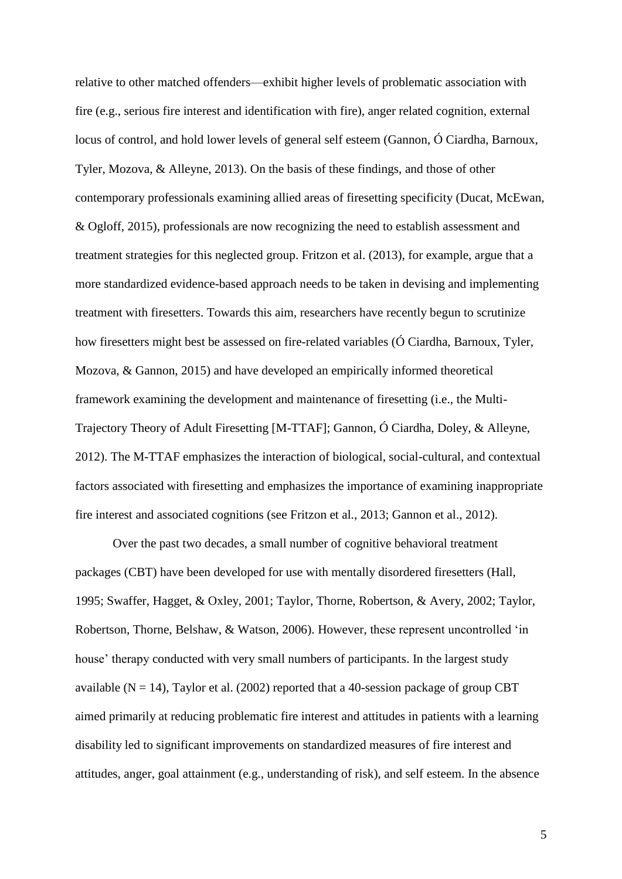relative to other matched offenders—exhibit higher levels of problematic association with fire (e.g., serious fire interest and identification with fire), anger related cognition, external locus of control, and hold lower levels of general self esteem (Gannon, Ó Ciardha, Barnoux, Tyler, Mozova, & Alleyne, 2013). On the basis of these findings, and those of other contemporary professionals examining allied areas of firesetting specificity (Ducat, McEwan, & Ogloff, 2015), professionals are now recognizing the need to establish assessment and treatment strategies for this neglected group. Fritzon et al. (2013), for example, argue that a more standardized evidence-based approach needs to be taken in devising and implementing treatment with firesetters. Towards this aim, researchers have recently begun to scrutinize how firesetters might best be assessed on fire-related variables (Ó Ciardha, Barnoux, Tyler, Mozova, & Gannon, 2015) and have developed an empirically informed theoretical framework examining the development and maintenance of firesetting (i.e., the Multi-Trajectory Theory of Adult Firesetting [M-TTAF]; Gannon, Ó Ciardha, Doley, & Alleyne, 2012). The M-TTAF emphasizes the interaction of biological, social-cultural, and contextual factors associated with firesetting and emphasizes the importance of examining inappropriate fire interest and associated cognitions (see Fritzon et al., 2013; Gannon et al., 2012).

Over the past two decades, a small number of cognitive behavioral treatment packages (CBT) have been developed for use with mentally disordered firesetters (Hall, 1995; Swaffer, Hagget, & Oxley, 2001; Taylor, Thorne, Robertson, & Avery, 2002; Taylor, Robertson, Thorne, Belshaw, & Watson, 2006). However, these represent uncontrolled 'in house' therapy conducted with very small numbers of participants. In the largest study available (N = 14), Taylor et al. (2002) reported that a 40-session package of group CBT aimed primarily at reducing problematic fire interest and attitudes in patients with a learning disability led to significant improvements on standardized measures of fire interest and attitudes, anger, goal attainment (e.g., understanding of risk), and self esteem. In the absence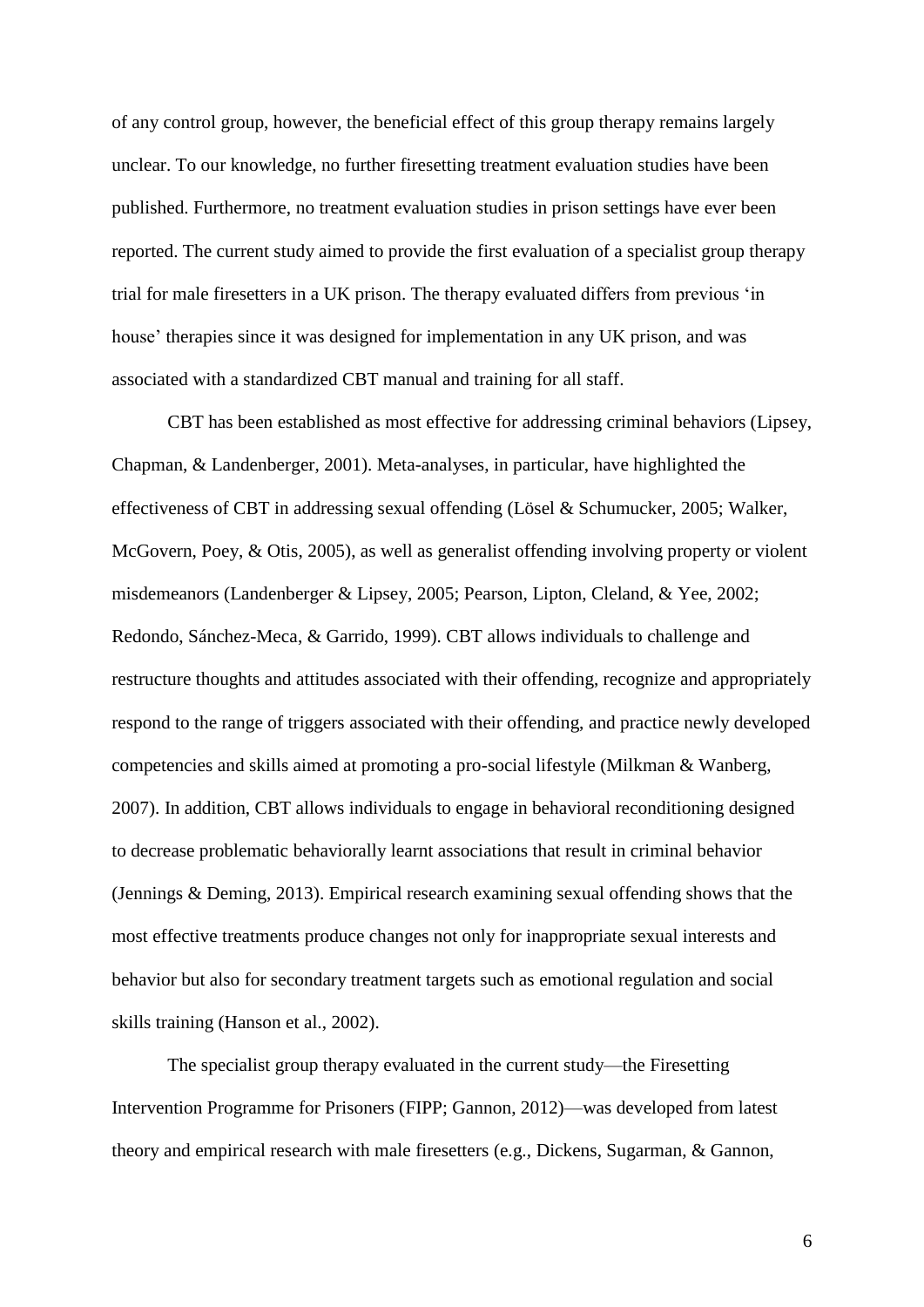of any control group, however, the beneficial effect of this group therapy remains largely unclear. To our knowledge, no further firesetting treatment evaluation studies have been published. Furthermore, no treatment evaluation studies in prison settings have ever been reported. The current study aimed to provide the first evaluation of a specialist group therapy trial for male firesetters in a UK prison. The therapy evaluated differs from previous 'in house' therapies since it was designed for implementation in any UK prison, and was associated with a standardized CBT manual and training for all staff.

CBT has been established as most effective for addressing criminal behaviors (Lipsey, Chapman, & Landenberger, 2001). Meta-analyses, in particular, have highlighted the effectiveness of CBT in addressing sexual offending (Lösel & Schumucker, 2005; Walker, McGovern, Poey, & Otis, 2005), as well as generalist offending involving property or violent misdemeanors (Landenberger & Lipsey, 2005; Pearson, Lipton, Cleland, & Yee, 2002; Redondo, Sánchez-Meca, & Garrido, 1999). CBT allows individuals to challenge and restructure thoughts and attitudes associated with their offending, recognize and appropriately respond to the range of triggers associated with their offending, and practice newly developed competencies and skills aimed at promoting a pro-social lifestyle (Milkman & Wanberg, 2007). In addition, CBT allows individuals to engage in behavioral reconditioning designed to decrease problematic behaviorally learnt associations that result in criminal behavior (Jennings & Deming, 2013). Empirical research examining sexual offending shows that the most effective treatments produce changes not only for inappropriate sexual interests and behavior but also for secondary treatment targets such as emotional regulation and social skills training (Hanson et al., 2002).

The specialist group therapy evaluated in the current study—the Firesetting Intervention Programme for Prisoners (FIPP; Gannon, 2012)—was developed from latest theory and empirical research with male firesetters (e.g., Dickens, Sugarman, & Gannon,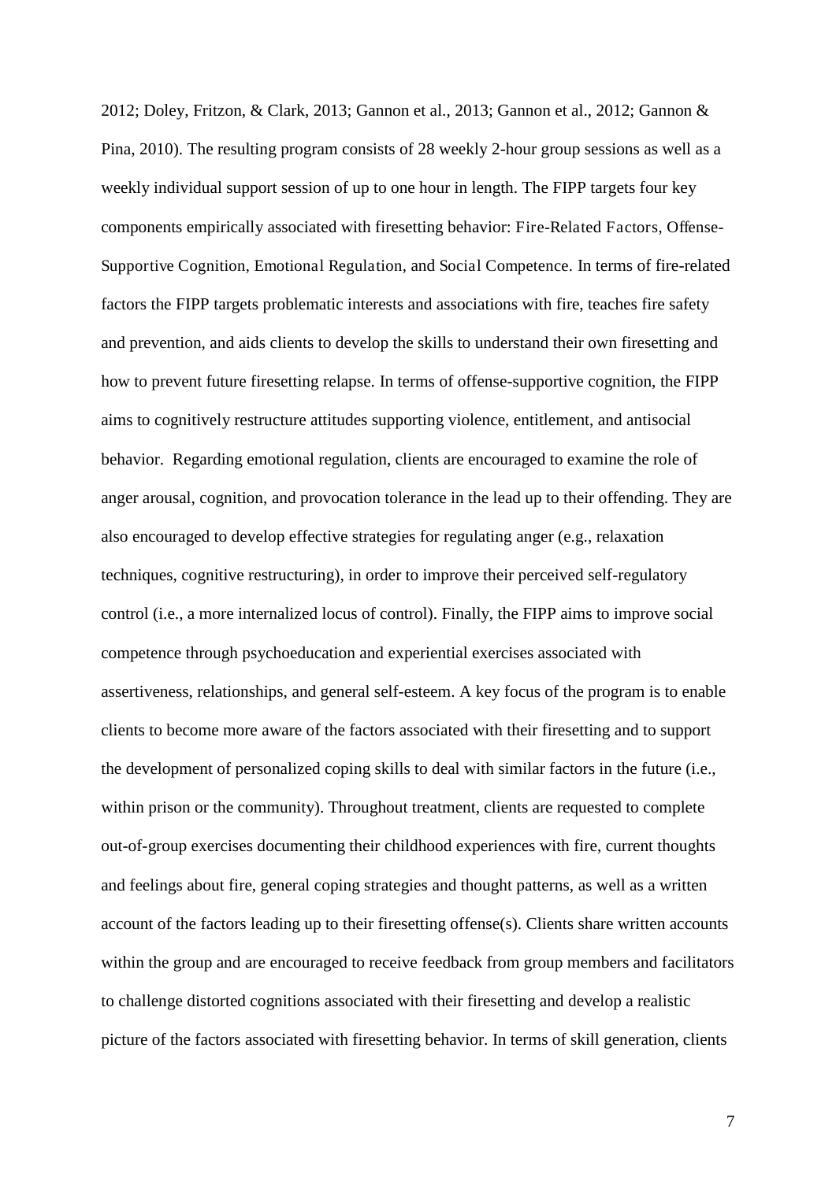2012; Doley, Fritzon, & Clark, 2013; Gannon et al., 2013; Gannon et al., 2012; Gannon & Pina, 2010). The resulting program consists of 28 weekly 2-hour group sessions as well as a weekly individual support session of up to one hour in length. The FIPP targets four key components empirically associated with firesetting behavior: Fire-Related Factors, Offense-Supportive Cognition, Emotional Regulation, and Social Competence. In terms of fire-related factors the FIPP targets problematic interests and associations with fire, teaches fire safety and prevention, and aids clients to develop the skills to understand their own firesetting and how to prevent future firesetting relapse. In terms of offense-supportive cognition, the FIPP aims to cognitively restructure attitudes supporting violence, entitlement, and antisocial behavior. Regarding emotional regulation, clients are encouraged to examine the role of anger arousal, cognition, and provocation tolerance in the lead up to their offending. They are also encouraged to develop effective strategies for regulating anger (e.g., relaxation techniques, cognitive restructuring), in order to improve their perceived self-regulatory control (i.e., a more internalized locus of control). Finally, the FIPP aims to improve social competence through psychoeducation and experiential exercises associated with assertiveness, relationships, and general self-esteem. A key focus of the program is to enable clients to become more aware of the factors associated with their firesetting and to support the development of personalized coping skills to deal with similar factors in the future (i.e., within prison or the community). Throughout treatment, clients are requested to complete out-of-group exercises documenting their childhood experiences with fire, current thoughts and feelings about fire, general coping strategies and thought patterns, as well as a written account of the factors leading up to their firesetting offense(s). Clients share written accounts within the group and are encouraged to receive feedback from group members and facilitators to challenge distorted cognitions associated with their firesetting and develop a realistic picture of the factors associated with firesetting behavior. In terms of skill generation, clients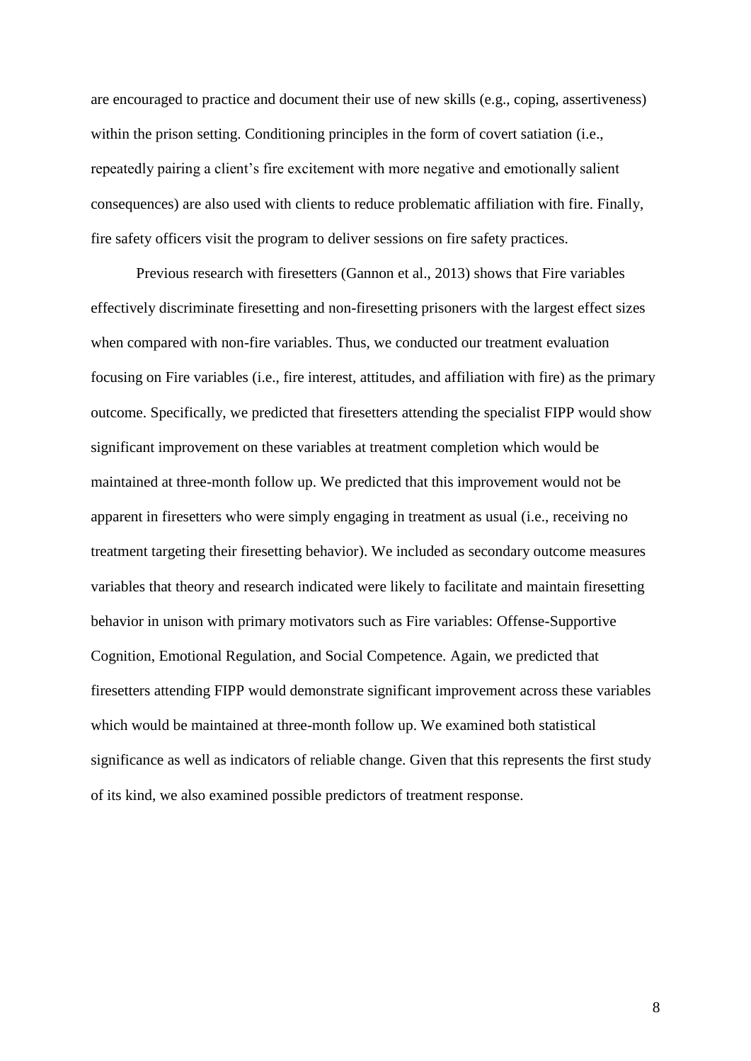are encouraged to practice and document their use of new skills (e.g., coping, assertiveness) within the prison setting. Conditioning principles in the form of covert satiation (i.e., repeatedly pairing a client's fire excitement with more negative and emotionally salient consequences) are also used with clients to reduce problematic affiliation with fire. Finally, fire safety officers visit the program to deliver sessions on fire safety practices.

Previous research with firesetters (Gannon et al., 2013) shows that Fire variables effectively discriminate firesetting and non-firesetting prisoners with the largest effect sizes when compared with non-fire variables. Thus, we conducted our treatment evaluation focusing on Fire variables (i.e., fire interest, attitudes, and affiliation with fire) as the primary outcome. Specifically, we predicted that firesetters attending the specialist FIPP would show significant improvement on these variables at treatment completion which would be maintained at three-month follow up. We predicted that this improvement would not be apparent in firesetters who were simply engaging in treatment as usual (i.e., receiving no treatment targeting their firesetting behavior). We included as secondary outcome measures variables that theory and research indicated were likely to facilitate and maintain firesetting behavior in unison with primary motivators such as Fire variables: Offense-Supportive Cognition, Emotional Regulation, and Social Competence. Again, we predicted that firesetters attending FIPP would demonstrate significant improvement across these variables which would be maintained at three-month follow up. We examined both statistical significance as well as indicators of reliable change. Given that this represents the first study of its kind, we also examined possible predictors of treatment response.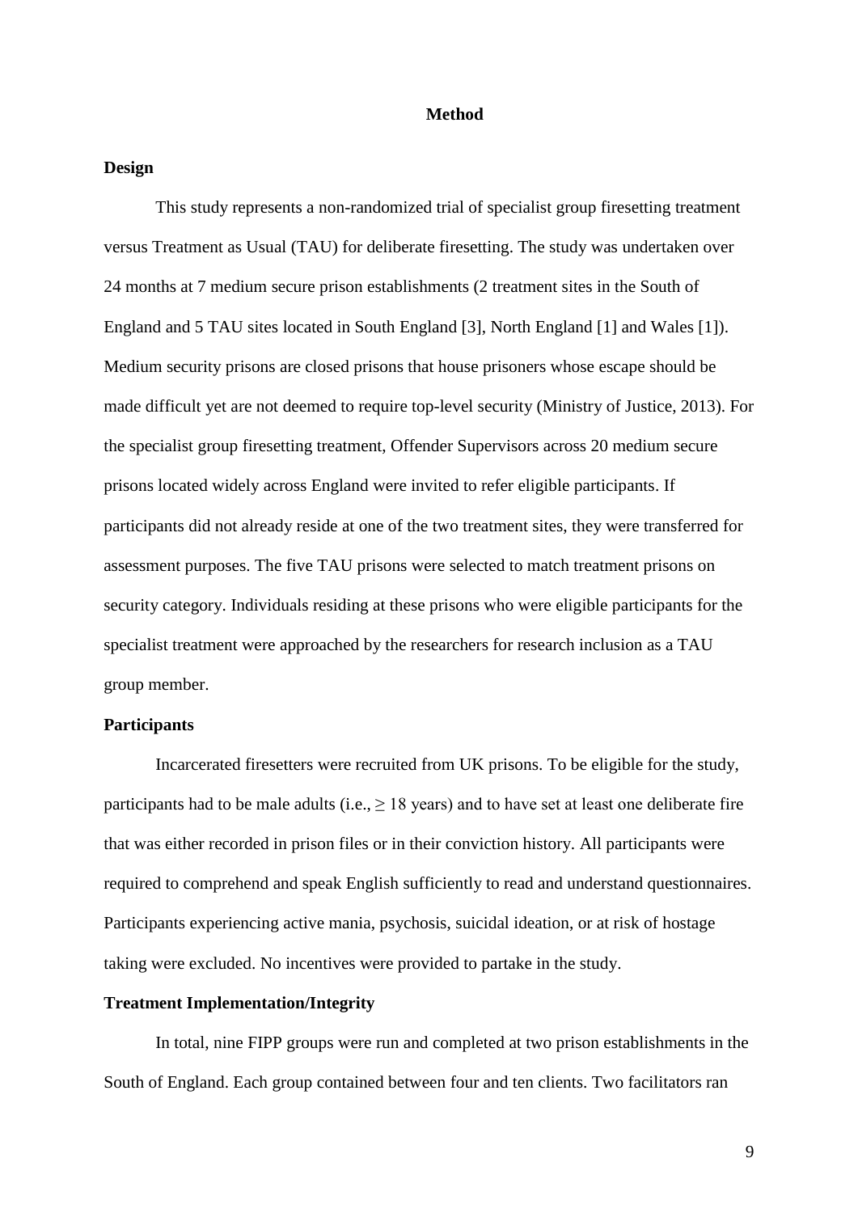## Method

### Design

This study represents a non-randomized trial of specialist group firesetting treatment versus Treatment as Usual (TAU) for deliberate firesetting. The study was undertaken over 24 months at 7 medium secure prison establishments (2 treatment sites in the South of England and 5 TAU sites located in South England [3], North England [1] and Wales [1]). Medium security prisons are closed prisons that house prisoners whose escape should be made difficult yet are not deemed to require top-level security (Ministry of Justice, 2013). For the specialist group firesetting treatment, Offender Supervisors across 20 medium secure prisons located widely across England were invited to refer eligible participants. If participants did not already reside at one of the two treatment sites, they were transferred for assessment purposes. The five TAU prisons were selected to match treatment prisons on security category. Individuals residing at these prisons who were eligible participants for the specialist treatment were approached by the researchers for research inclusion as a TAU group member.

### Participants

Incarcerated firesetters were recruited from UK prisons. To be eligible for the study, participants had to be male adults (i.e., $\geq 18$ years) and to have set at least one deliberate fire that was either recorded in prison files or in their conviction history. All participants were required to comprehend and speak English sufficiently to read and understand questionnaires. Participants experiencing active mania, psychosis, suicidal ideation, or at risk of hostage taking were excluded. No incentives were provided to partake in the study.

### Treatment Implementation/Integrity

In total, nine FIPP groups were run and completed at two prison establishments in the South of England. Each group contained between four and ten clients. Two facilitators ran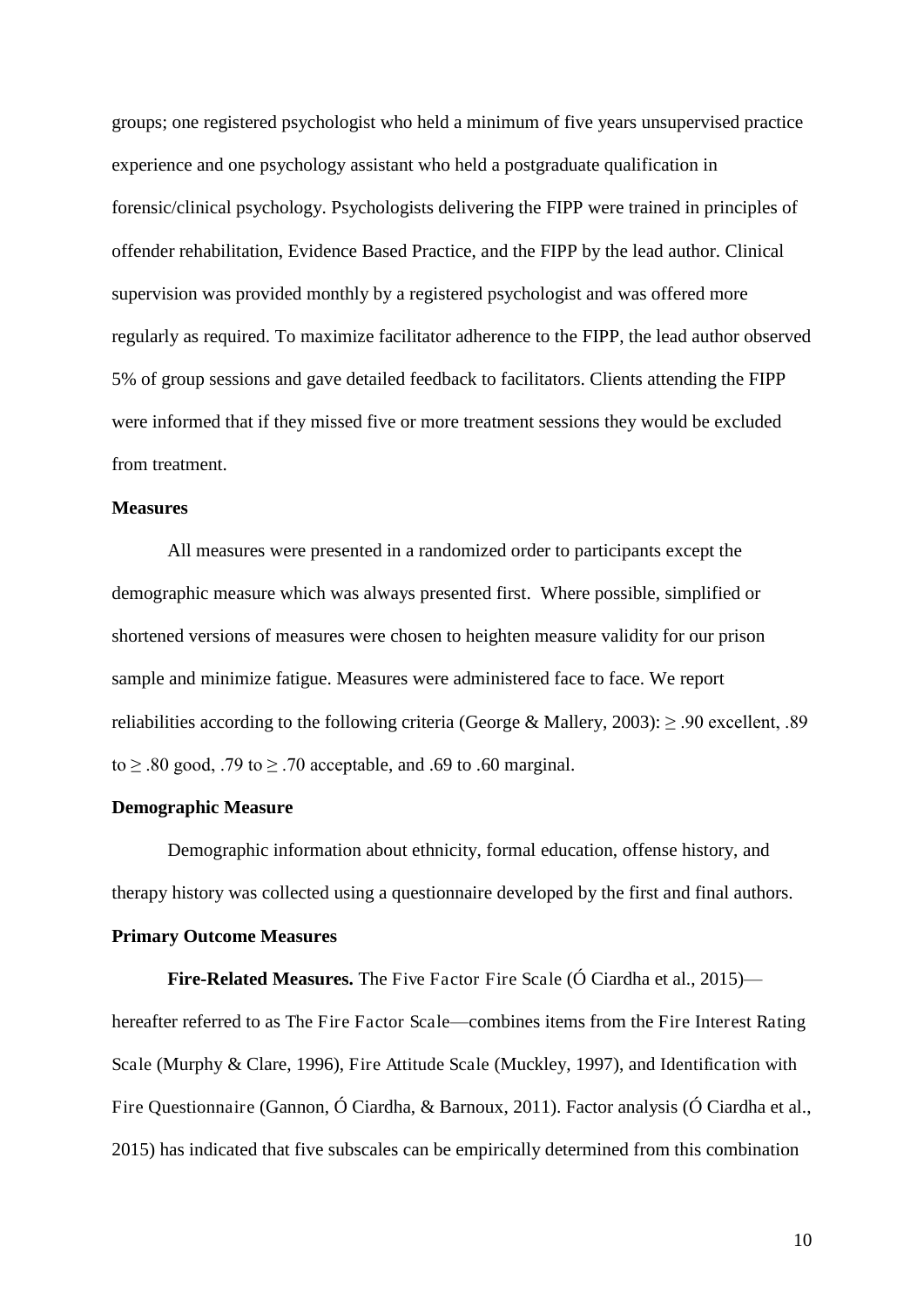groups; one registered psychologist who held a minimum of five years unsupervised practice experience and one psychology assistant who held a postgraduate qualification in forensic/clinical psychology. Psychologists delivering the FIPP were trained in principles of offender rehabilitation, Evidence Based Practice, and the FIPP by the lead author. Clinical supervision was provided monthly by a registered psychologist and was offered more regularly as required. To maximize facilitator adherence to the FIPP, the lead author observed 5% of group sessions and gave detailed feedback to facilitators. Clients attending the FIPP were informed that if they missed five or more treatment sessions they would be excluded from treatment.

**Measures**

All measures were presented in a randomized order to participants except the demographic measure which was always presented first. Where possible, simplified or shortened versions of measures were chosen to heighten measure validity for our prison sample and minimize fatigue. Measures were administered face to face. We report reliabilities according to the following criteria (George & Mallery, 2003): ≥ .90 excellent, .89 to ≥ .80 good, .79 to ≥ .70 acceptable, and .69 to .60 marginal.

**Demographic Measure**

Demographic information about ethnicity, formal education, offense history, and therapy history was collected using a questionnaire developed by the first and final authors.

**Primary Outcome Measures**

**Fire-Related Measures.** The Five Factor Fire Scale (Ó Ciardha et al., 2015)—hereafter referred to as The Fire Factor Scale—combines items from the Fire Interest Rating Scale (Murphy & Clare, 1996), Fire Attitude Scale (Muckley, 1997), and Identification with Fire Questionnaire (Gannon, Ó Ciardha, & Barnoux, 2011). Factor analysis (Ó Ciardha et al., 2015) has indicated that five subscales can be empirically determined from this combination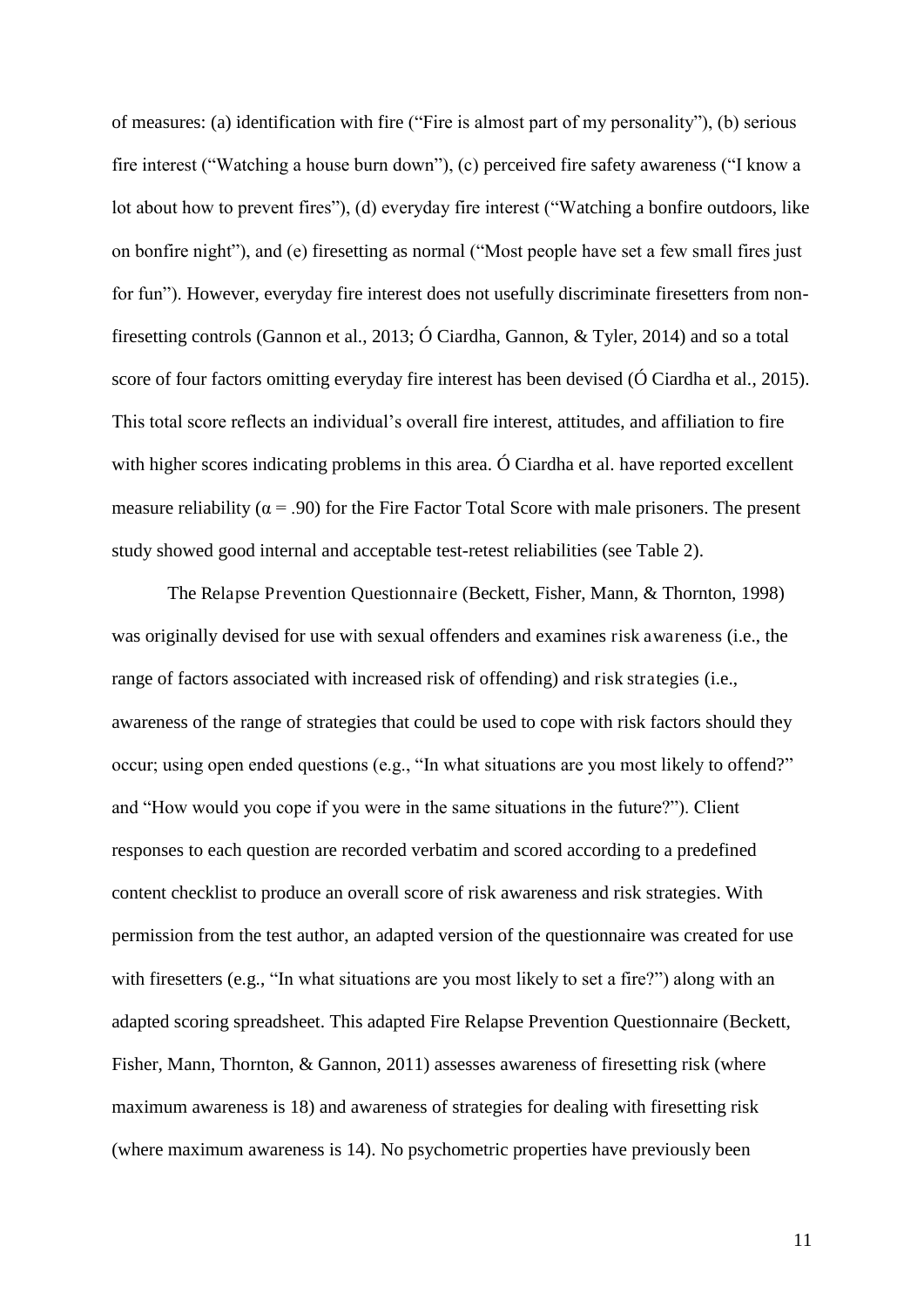of measures: (a) identification with fire ("Fire is almost part of my personality"), (b) serious fire interest ("Watching a house burn down"), (c) perceived fire safety awareness ("I know a lot about how to prevent fires"), (d) everyday fire interest ("Watching a bonfire outdoors, like on bonfire night"), and (e) firesetting as normal ("Most people have set a few small fires just for fun"). However, everyday fire interest does not usefully discriminate firesetters from non-firesetting controls (Gannon et al., 2013; Ó Ciardha, Gannon, & Tyler, 2014) and so a total score of four factors omitting everyday fire interest has been devised (Ó Ciardha et al., 2015). This total score reflects an individual's overall fire interest, attitudes, and affiliation to fire with higher scores indicating problems in this area. Ó Ciardha et al. have reported excellent measure reliability ($\alpha = .90$) for the Fire Factor Total Score with male prisoners. The present study showed good internal and acceptable test-retest reliabilities (see Table 2).

The Relapse Prevention Questionnaire (Beckett, Fisher, Mann, & Thornton, 1998) was originally devised for use with sexual offenders and examines risk awareness (i.e., the range of factors associated with increased risk of offending) and risk strategies (i.e., awareness of the range of strategies that could be used to cope with risk factors should they occur; using open ended questions (e.g., "In what situations are you most likely to offend?" and "How would you cope if you were in the same situations in the future?"). Client responses to each question are recorded verbatim and scored according to a predefined content checklist to produce an overall score of risk awareness and risk strategies. With permission from the test author, an adapted version of the questionnaire was created for use with firesetters (e.g., "In what situations are you most likely to set a fire?") along with an adapted scoring spreadsheet. This adapted Fire Relapse Prevention Questionnaire (Beckett, Fisher, Mann, Thornton, & Gannon, 2011) assesses awareness of firesetting risk (where maximum awareness is 18) and awareness of strategies for dealing with firesetting risk (where maximum awareness is 14). No psychometric properties have previously been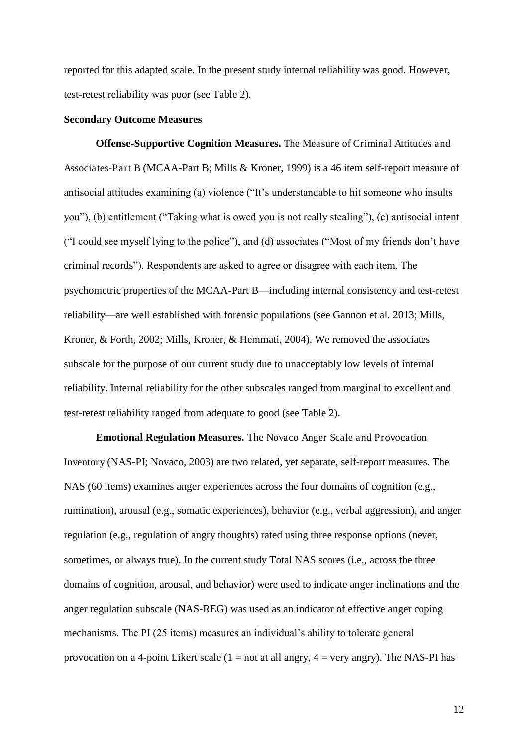reported for this adapted scale. In the present study internal reliability was good. However, test-retest reliability was poor (see Table 2).

**Secondary Outcome Measures**

**Offense-Supportive Cognition Measures.** The Measure of Criminal Attitudes and Associates-Part B (MCAA-Part B; Mills & Kroner, 1999) is a 46 item self-report measure of antisocial attitudes examining (a) violence ("It's understandable to hit someone who insults you"), (b) entitlement ("Taking what is owed you is not really stealing"), (c) antisocial intent ("I could see myself lying to the police"), and (d) associates ("Most of my friends don't have criminal records"). Respondents are asked to agree or disagree with each item. The psychometric properties of the MCAA-Part B—including internal consistency and test-retest reliability—are well established with forensic populations (see Gannon et al. 2013; Mills, Kroner, & Forth, 2002; Mills, Kroner, & Hemmati, 2004). We removed the associates subscale for the purpose of our current study due to unacceptably low levels of internal reliability. Internal reliability for the other subscales ranged from marginal to excellent and test-retest reliability ranged from adequate to good (see Table 2).

**Emotional Regulation Measures.** The Novaco Anger Scale and Provocation Inventory (NAS-PI; Novaco, 2003) are two related, yet separate, self-report measures. The NAS (60 items) examines anger experiences across the four domains of cognition (e.g., rumination), arousal (e.g., somatic experiences), behavior (e.g., verbal aggression), and anger regulation (e.g., regulation of angry thoughts) rated using three response options (never, sometimes, or always true). In the current study Total NAS scores (i.e., across the three domains of cognition, arousal, and behavior) were used to indicate anger inclinations and the anger regulation subscale (NAS-REG) was used as an indicator of effective anger coping mechanisms. The PI (25 items) measures an individual's ability to tolerate general provocation on a 4-point Likert scale (1 = not at all angry, 4 = very angry). The NAS-PI has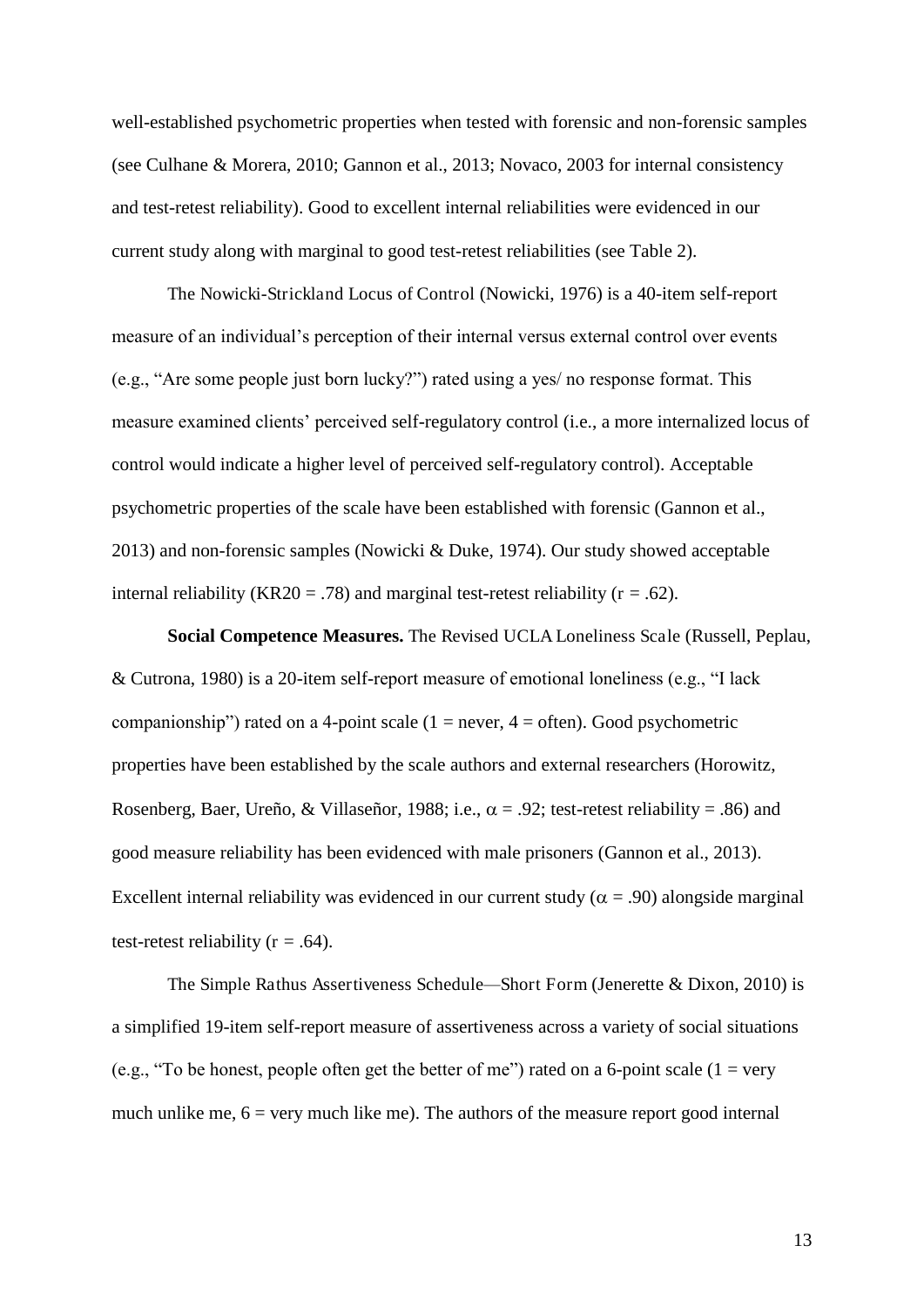well-established psychometric properties when tested with forensic and non-forensic samples (see Culhane & Morera, 2010; Gannon et al., 2013; Novaco, 2003 for internal consistency and test-retest reliability). Good to excellent internal reliabilities were evidenced in our current study along with marginal to good test-retest reliabilities (see Table 2).

The Nowicki-Strickland Locus of Control (Nowicki, 1976) is a 40-item self-report measure of an individual's perception of their internal versus external control over events (e.g., "Are some people just born lucky?") rated using a yes/ no response format. This measure examined clients' perceived self-regulatory control (i.e., a more internalized locus of control would indicate a higher level of perceived self-regulatory control). Acceptable psychometric properties of the scale have been established with forensic (Gannon et al., 2013) and non-forensic samples (Nowicki & Duke, 1974). Our study showed acceptable internal reliability (KR20 = .78) and marginal test-retest reliability ($r = .62$).

**Social Competence Measures.** The Revised UCLA Loneliness Scale (Russell, Peplau, & Cutrona, 1980) is a 20-item self-report measure of emotional loneliness (e.g., "I lack companionship") rated on a 4-point scale (1 = never, 4 = often). Good psychometric properties have been established by the scale authors and external researchers (Horowitz, Rosenberg, Baer, Ureño, & Villaseñor, 1988; i.e., $\alpha = .92$; test-retest reliability = .86) and good measure reliability has been evidenced with male prisoners (Gannon et al., 2013). Excellent internal reliability was evidenced in our current study ($\alpha = .90$) alongside marginal test-retest reliability ($r = .64$).

The Simple Rathus Assertiveness Schedule—Short Form (Jenerette & Dixon, 2010) is a simplified 19-item self-report measure of assertiveness across a variety of social situations (e.g., "To be honest, people often get the better of me") rated on a 6-point scale (1 = very much unlike me, 6 = very much like me). The authors of the measure report good internal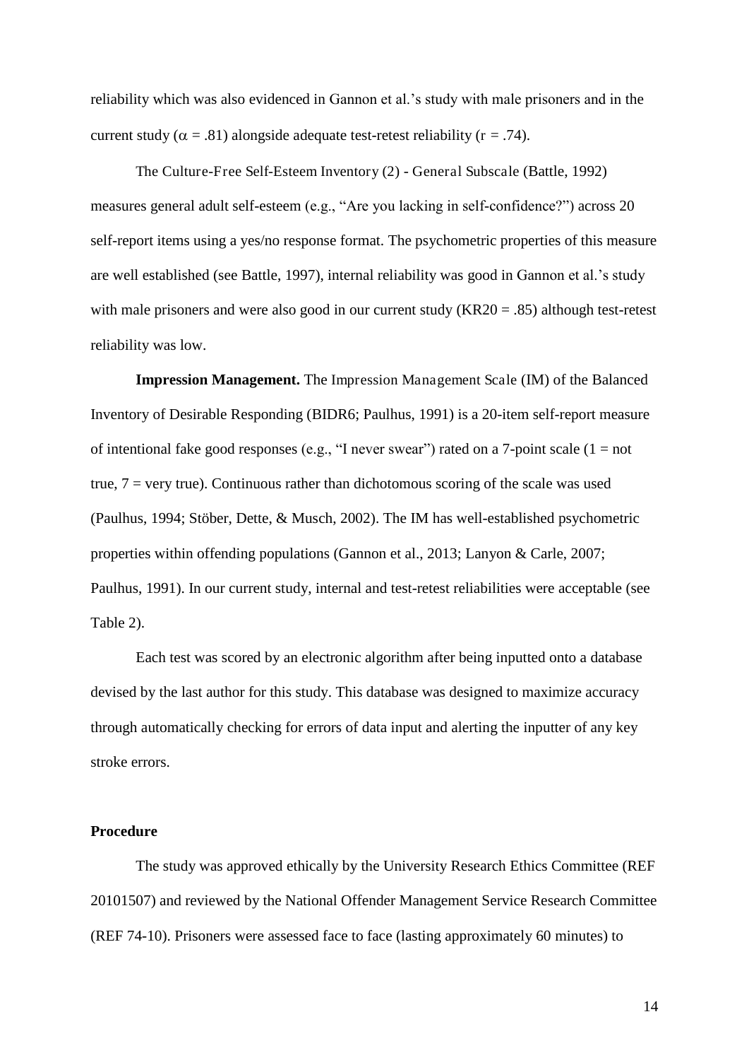reliability which was also evidenced in Gannon et al.'s study with male prisoners and in the current study ($\alpha$ = .81) alongside adequate test-retest reliability (r = .74).

The Culture-Free Self-Esteem Inventory (2) - General Subscale (Battle, 1992) measures general adult self-esteem (e.g., "Are you lacking in self-confidence?") across 20 self-report items using a yes/no response format. The psychometric properties of this measure are well established (see Battle, 1997), internal reliability was good in Gannon et al.'s study with male prisoners and were also good in our current study (KR20 = .85) although test-retest reliability was low.

**Impression Management.** The Impression Management Scale (IM) of the Balanced Inventory of Desirable Responding (BIDR6; Paulhus, 1991) is a 20-item self-report measure of intentional fake good responses (e.g., "I never swear") rated on a 7-point scale (1 = not true, 7 = very true). Continuous rather than dichotomous scoring of the scale was used (Paulhus, 1994; Stöber, Dette, & Musch, 2002). The IM has well-established psychometric properties within offending populations (Gannon et al., 2013; Lanyon & Carle, 2007; Paulhus, 1991). In our current study, internal and test-retest reliabilities were acceptable (see Table 2).

Each test was scored by an electronic algorithm after being inputted onto a database devised by the last author for this study. This database was designed to maximize accuracy through automatically checking for errors of data input and alerting the inputter of any key stroke errors.

## Procedure

The study was approved ethically by the University Research Ethics Committee (REF 20101507) and reviewed by the National Offender Management Service Research Committee (REF 74-10). Prisoners were assessed face to face (lasting approximately 60 minutes) to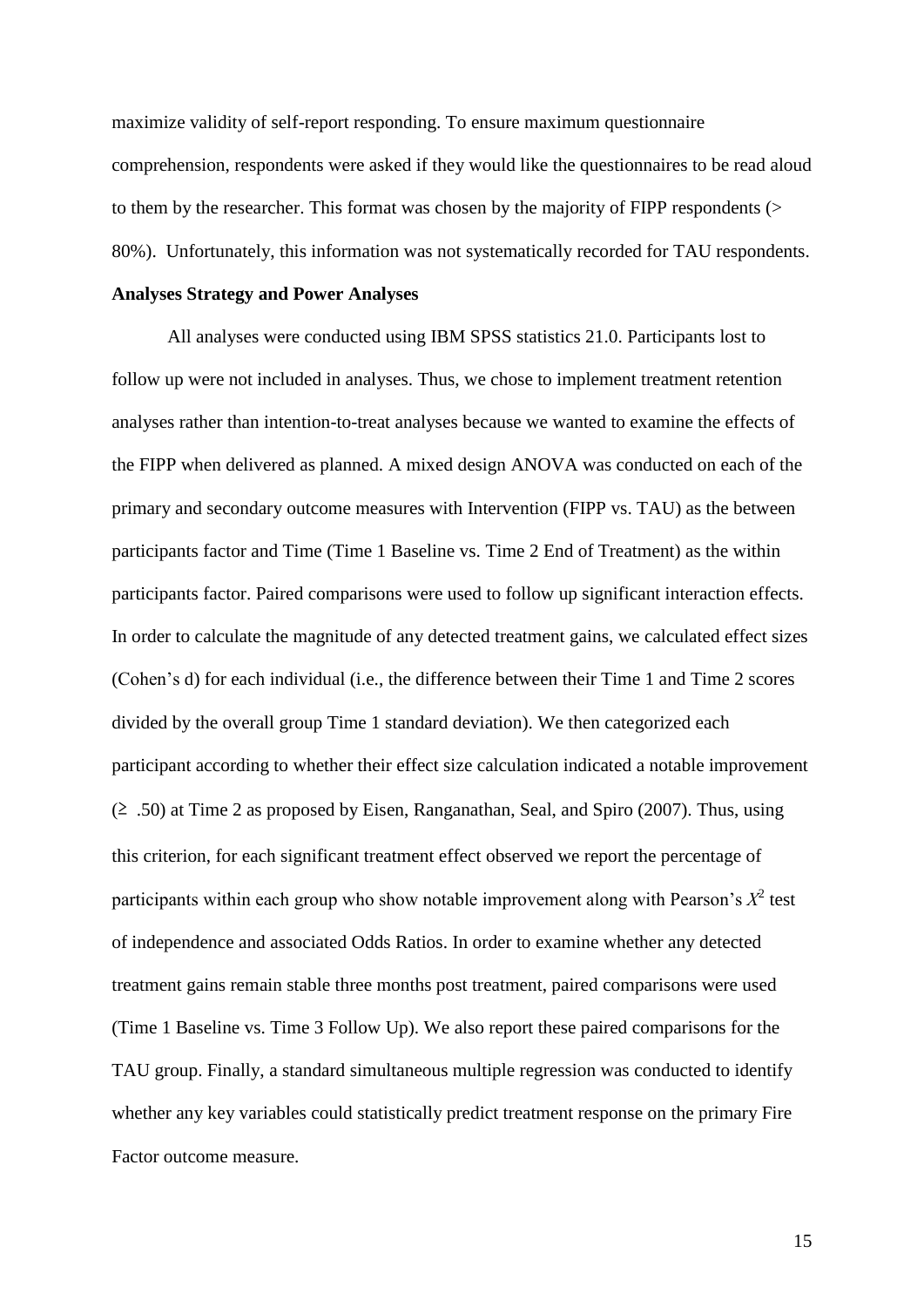maximize validity of self-report responding. To ensure maximum questionnaire comprehension, respondents were asked if they would like the questionnaires to be read aloud to them by the researcher. This format was chosen by the majority of FIPP respondents (> 80%). Unfortunately, this information was not systematically recorded for TAU respondents.

**Analyses Strategy and Power Analyses**

All analyses were conducted using IBM SPSS statistics 21.0. Participants lost to follow up were not included in analyses. Thus, we chose to implement treatment retention analyses rather than intention-to-treat analyses because we wanted to examine the effects of the FIPP when delivered as planned. A mixed design ANOVA was conducted on each of the primary and secondary outcome measures with Intervention (FIPP vs. TAU) as the between participants factor and Time (Time 1 Baseline vs. Time 2 End of Treatment) as the within participants factor. Paired comparisons were used to follow up significant interaction effects. In order to calculate the magnitude of any detected treatment gains, we calculated effect sizes (Cohen's d) for each individual (i.e., the difference between their Time 1 and Time 2 scores divided by the overall group Time 1 standard deviation). We then categorized each participant according to whether their effect size calculation indicated a notable improvement ($\geq$ .50) at Time 2 as proposed by Eisen, Ranganathan, Seal, and Spiro (2007). Thus, using this criterion, for each significant treatment effect observed we report the percentage of participants within each group who show notable improvement along with Pearson's $X^2$ test of independence and associated Odds Ratios. In order to examine whether any detected treatment gains remain stable three months post treatment, paired comparisons were used (Time 1 Baseline vs. Time 3 Follow Up). We also report these paired comparisons for the TAU group. Finally, a standard simultaneous multiple regression was conducted to identify whether any key variables could statistically predict treatment response on the primary Fire Factor outcome measure.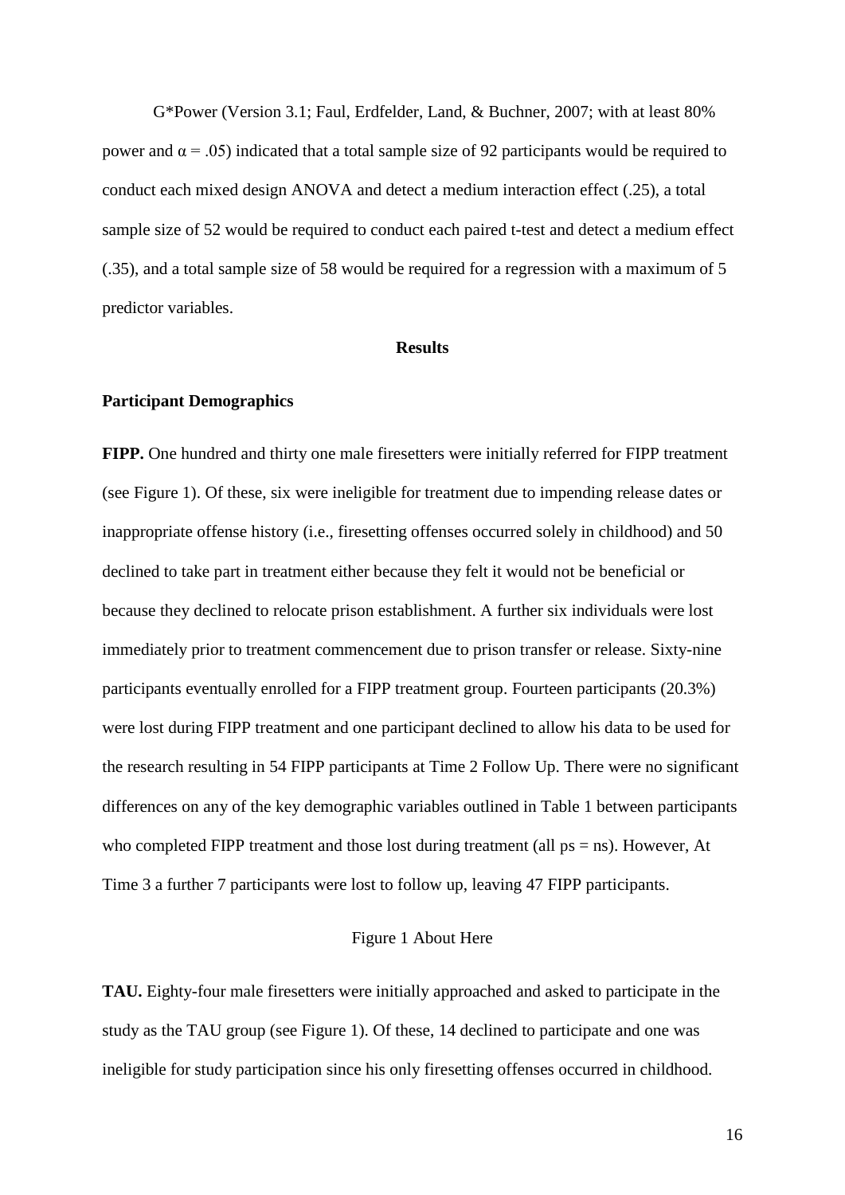G*Power (Version 3.1; Faul, Erdfelder, Land, & Buchner, 2007; with at least 80% power and $\alpha = .05$) indicated that a total sample size of 92 participants would be required to conduct each mixed design ANOVA and detect a medium interaction effect (.25), a total sample size of 52 would be required to conduct each paired t-test and detect a medium effect (.35), and a total sample size of 58 would be required for a regression with a maximum of 5 predictor variables.

## Results

### Participant Demographics

**FIPP.** One hundred and thirty one male firesetters were initially referred for FIPP treatment (see Figure 1). Of these, six were ineligible for treatment due to impending release dates or inappropriate offense history (i.e., firesetting offenses occurred solely in childhood) and 50 declined to take part in treatment either because they felt it would not be beneficial or because they declined to relocate prison establishment. A further six individuals were lost immediately prior to treatment commencement due to prison transfer or release. Sixty-nine participants eventually enrolled for a FIPP treatment group. Fourteen participants (20.3%) were lost during FIPP treatment and one participant declined to allow his data to be used for the research resulting in 54 FIPP participants at Time 2 Follow Up. There were no significant differences on any of the key demographic variables outlined in Table 1 between participants who completed FIPP treatment and those lost during treatment (all ps = ns). However, At Time 3 a further 7 participants were lost to follow up, leaving 47 FIPP participants.

Figure 1 About Here

**TAU.** Eighty-four male firesetters were initially approached and asked to participate in the study as the TAU group (see Figure 1). Of these, 14 declined to participate and one was ineligible for study participation since his only firesetting offenses occurred in childhood.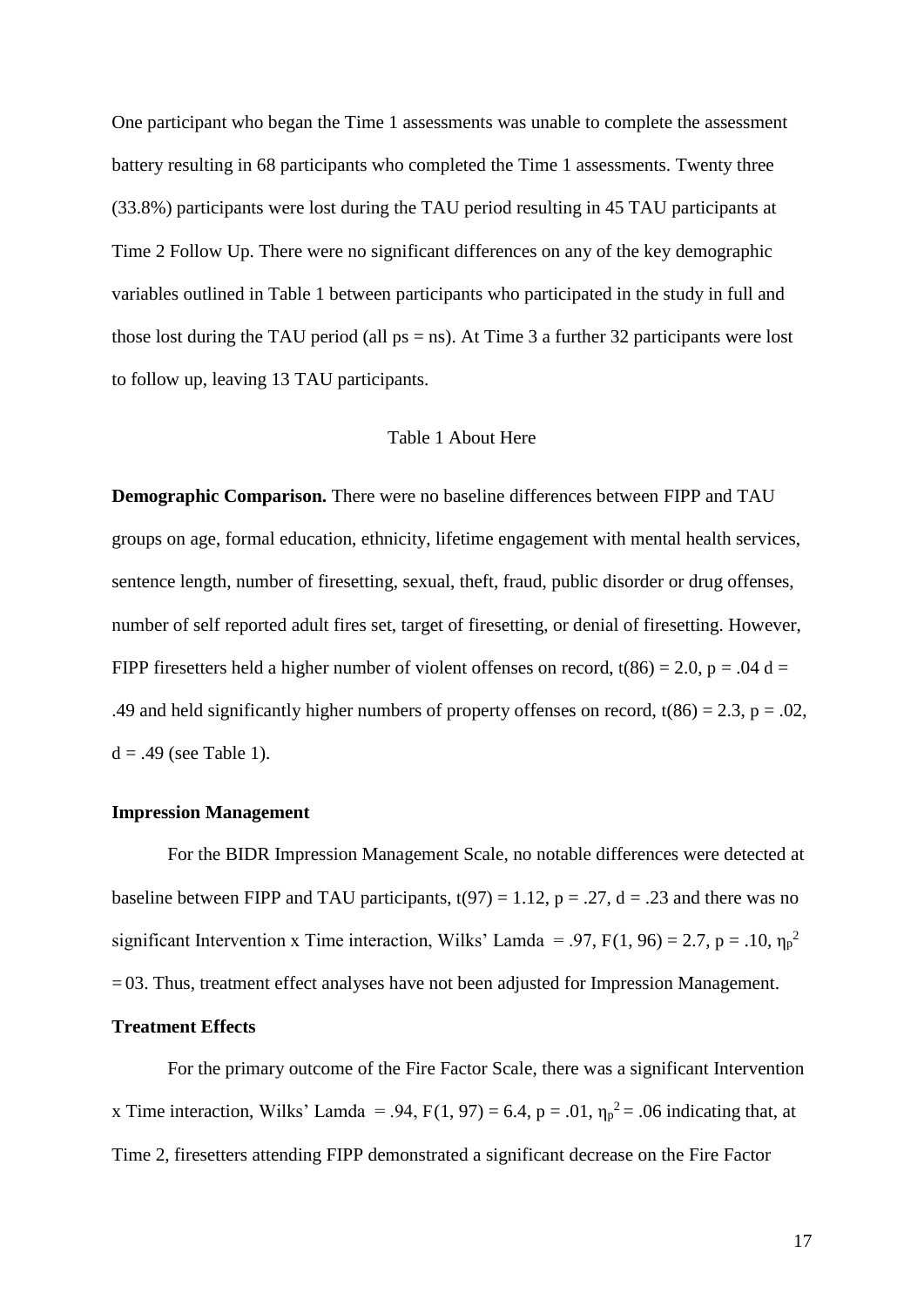One participant who began the Time 1 assessments was unable to complete the assessment battery resulting in 68 participants who completed the Time 1 assessments. Twenty three (33.8%) participants were lost during the TAU period resulting in 45 TAU participants at Time 2 Follow Up. There were no significant differences on any of the key demographic variables outlined in Table 1 between participants who participated in the study in full and those lost during the TAU period (all ps = ns). At Time 3 a further 32 participants were lost to follow up, leaving 13 TAU participants.

Table 1 About Here

**Demographic Comparison.** There were no baseline differences between FIPP and TAU groups on age, formal education, ethnicity, lifetime engagement with mental health services, sentence length, number of firesetting, sexual, theft, fraud, public disorder or drug offenses, number of self reported adult fires set, target of firesetting, or denial of firesetting. However, FIPP firesetters held a higher number of violent offenses on record, $t(86) = 2.0$, $p = .04$ $d = .49$ and held significantly higher numbers of property offenses on record, $t(86) = 2.3$, $p = .02$, $d = .49$ (see Table 1).

### Impression Management

For the BIDR Impression Management Scale, no notable differences were detected at baseline between FIPP and TAU participants, $t(97) = 1.12$, $p = .27$, $d = .23$ and there was no significant Intervention x Time interaction, Wilks' Lamda = .97, $F(1, 96) = 2.7$, $p = .10$, $\eta_p^2 = 03$. Thus, treatment effect analyses have not been adjusted for Impression Management.

### Treatment Effects

For the primary outcome of the Fire Factor Scale, there was a significant Intervention x Time interaction, Wilks' Lamda = .94, $F(1, 97) = 6.4$, $p = .01$, $\eta_p^2 = .06$ indicating that, at Time 2, firesetters attending FIPP demonstrated a significant decrease on the Fire Factor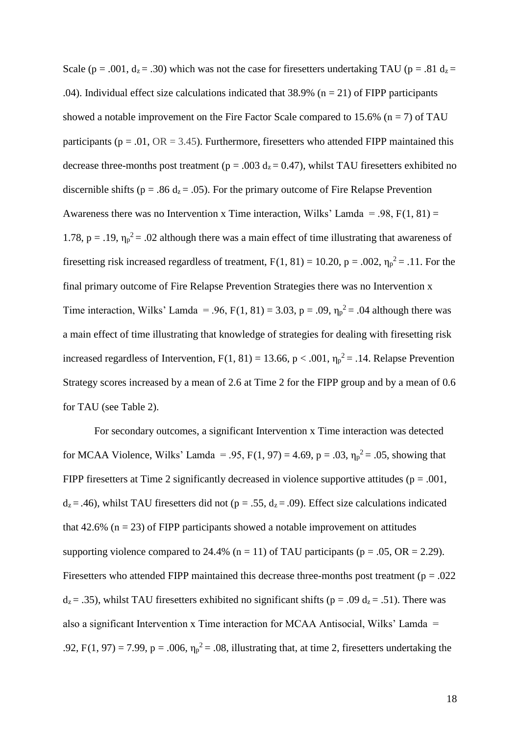Scale ($p = .001$, $d_z = .30$) which was not the case for firesetters undertaking TAU ($p = .81$ $d_z = .04$). Individual effect size calculations indicated that 38.9% ($n = 21$) of FIPP participants showed a notable improvement on the Fire Factor Scale compared to 15.6% ($n = 7$) of TAU participants ($p = .01$, OR = 3.45). Furthermore, firesetters who attended FIPP maintained this decrease three-months post treatment ($p = .003$ $d_z = 0.47$), whilst TAU firesetters exhibited no discernible shifts ($p = .86$ $d_z = .05$). For the primary outcome of Fire Relapse Prevention Awareness there was no Intervention x Time interaction, Wilks' Lamda = .98, $F(1, 81) = 1.78$, $p = .19$, $\eta_p^2 = .02$ although there was a main effect of time illustrating that awareness of firesetting risk increased regardless of treatment, $F(1, 81) = 10.20$, $p = .002$, $\eta_p^2 = .11$. For the final primary outcome of Fire Relapse Prevention Strategies there was no Intervention x Time interaction, Wilks' Lamda = .96, $F(1, 81) = 3.03$, $p = .09$, $\eta_p^2 = .04$ although there was a main effect of time illustrating that knowledge of strategies for dealing with firesetting risk increased regardless of Intervention, $F(1, 81) = 13.66$, $p < .001$, $\eta_p^2 = .14$. Relapse Prevention Strategy scores increased by a mean of 2.6 at Time 2 for the FIPP group and by a mean of 0.6 for TAU (see Table 2).

For secondary outcomes, a significant Intervention x Time interaction was detected for MCAA Violence, Wilks' Lamda = .95, $F(1, 97) = 4.69$, $p = .03$, $\eta_p^2 = .05$, showing that FIPP firesetters at Time 2 significantly decreased in violence supportive attitudes ($p = .001$, $d_z = .46$), whilst TAU firesetters did not ($p = .55$, $d_z = .09$). Effect size calculations indicated that 42.6% ($n = 23$) of FIPP participants showed a notable improvement on attitudes supporting violence compared to 24.4% ($n = 11$) of TAU participants ($p = .05$, OR = 2.29). Firesetters who attended FIPP maintained this decrease three-months post treatment ($p = .022$ $d_z = .35$), whilst TAU firesetters exhibited no significant shifts ($p = .09$ $d_z = .51$). There was also a significant Intervention x Time interaction for MCAA Antisocial, Wilks' Lamda = .92, $F(1, 97) = 7.99$, $p = .006$, $\eta_p^2 = .08$, illustrating that, at time 2, firesetters undertaking the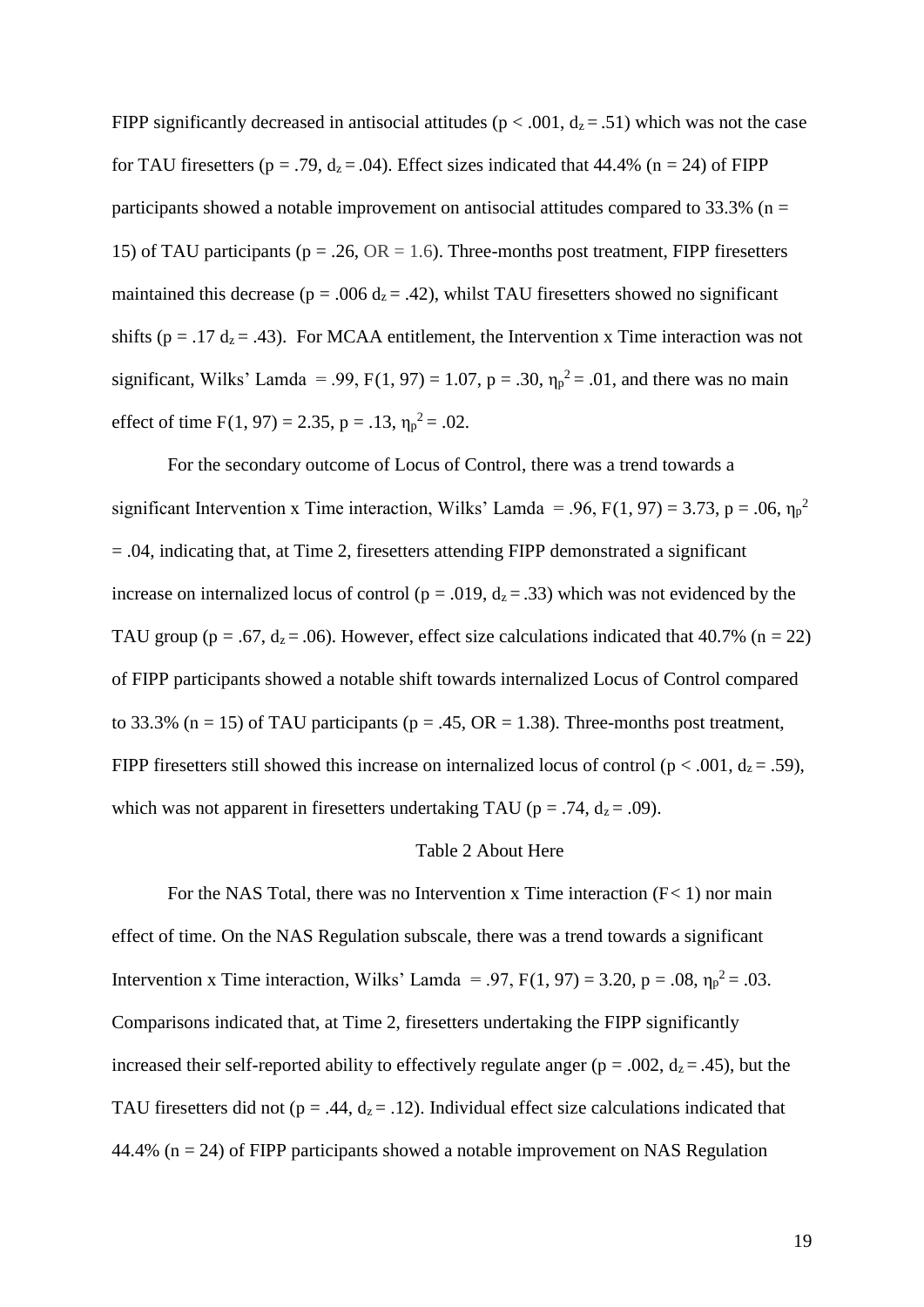FIPP significantly decreased in antisocial attitudes ($p < .001$, $d_z = .51$) which was not the case for TAU firesetters ($p = .79$, $d_z = .04$). Effect sizes indicated that 44.4% ($n = 24$) of FIPP participants showed a notable improvement on antisocial attitudes compared to 33.3% ($n = 15$) of TAU participants ($p = .26$, $OR = 1.6$). Three-months post treatment, FIPP firesetters maintained this decrease ($p = .006$ $d_z = .42$), whilst TAU firesetters showed no significant shifts ($p = .17$ $d_z = .43$). For MCAA entitlement, the Intervention x Time interaction was not significant, Wilks' Lamda $= .99$, $F(1, 97) = 1.07$, $p = .30$, $\eta_p^2 = .01$, and there was no main effect of time $F(1, 97) = 2.35$, $p = .13$, $\eta_p^2 = .02$.

For the secondary outcome of Locus of Control, there was a trend towards a significant Intervention x Time interaction, Wilks' Lamda $= .96$, $F(1, 97) = 3.73$, $p = .06$, $\eta_p^2 = .04$, indicating that, at Time 2, firesetters attending FIPP demonstrated a significant increase on internalized locus of control ($p = .019$, $d_z = .33$) which was not evidenced by the TAU group ($p = .67$, $d_z = .06$). However, effect size calculations indicated that 40.7% ($n = 22$) of FIPP participants showed a notable shift towards internalized Locus of Control compared to 33.3% ($n = 15$) of TAU participants ($p = .45$, $OR = 1.38$). Three-months post treatment, FIPP firesetters still showed this increase on internalized locus of control ($p < .001$, $d_z = .59$), which was not apparent in firesetters undertaking TAU ($p = .74$, $d_z = .09$).

Table 2 About Here

For the NAS Total, there was no Intervention x Time interaction ($F < 1$) nor main effect of time. On the NAS Regulation subscale, there was a trend towards a significant Intervention x Time interaction, Wilks' Lamda $= .97$, $F(1, 97) = 3.20$, $p = .08$, $\eta_p^2 = .03$. Comparisons indicated that, at Time 2, firesetters undertaking the FIPP significantly increased their self-reported ability to effectively regulate anger ($p = .002$, $d_z = .45$), but the TAU firesetters did not ($p = .44$, $d_z = .12$). Individual effect size calculations indicated that 44.4% ($n = 24$) of FIPP participants showed a notable improvement on NAS Regulation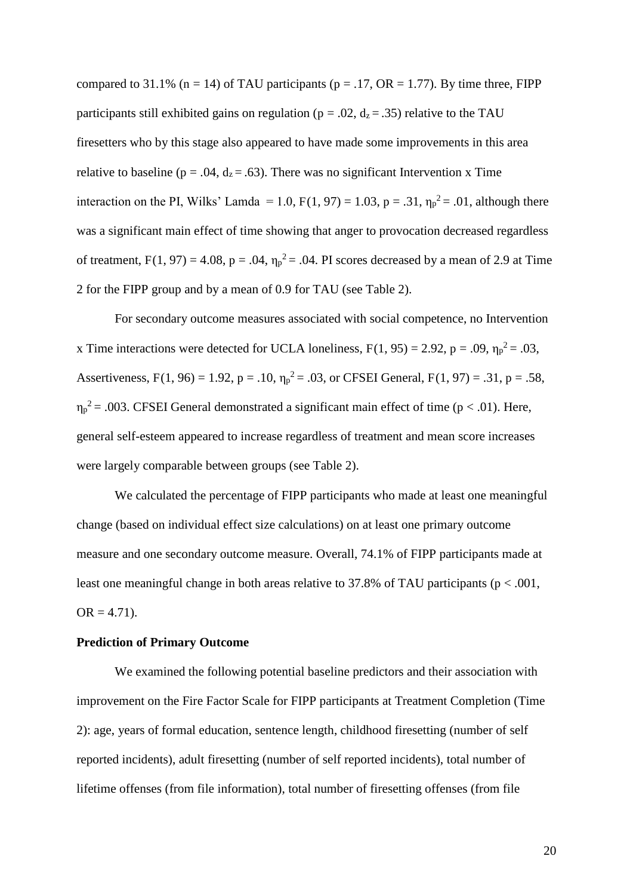compared to 31.1% ($n = 14$) of TAU participants ($p = .17$, $OR = 1.77$). By time three, FIPP participants still exhibited gains on regulation ($p = .02$, $d_z = .35$) relative to the TAU firesetters who by this stage also appeared to have made some improvements in this area relative to baseline ($p = .04$, $d_z = .63$). There was no significant Intervention x Time interaction on the PI, Wilks' Lamda $= 1.0$, $F(1, 97) = 1.03$, $p = .31$, $\eta_p^2 = .01$, although there was a significant main effect of time showing that anger to provocation decreased regardless of treatment, $F(1, 97) = 4.08$, $p = .04$, $\eta_p^2 = .04$. PI scores decreased by a mean of 2.9 at Time 2 for the FIPP group and by a mean of 0.9 for TAU (see Table 2).

For secondary outcome measures associated with social competence, no Intervention x Time interactions were detected for UCLA loneliness, $F(1, 95) = 2.92$, $p = .09$, $\eta_p^2 = .03$, Assertiveness, $F(1, 96) = 1.92$, $p = .10$, $\eta_p^2 = .03$, or CFSEI General, $F(1, 97) = .31$, $p = .58$, $\eta_p^2 = .003$. CFSEI General demonstrated a significant main effect of time ($p < .01$). Here, general self-esteem appeared to increase regardless of treatment and mean score increases were largely comparable between groups (see Table 2).

We calculated the percentage of FIPP participants who made at least one meaningful change (based on individual effect size calculations) on at least one primary outcome measure and one secondary outcome measure. Overall, 74.1% of FIPP participants made at least one meaningful change in both areas relative to 37.8% of TAU participants ($p < .001$, $OR = 4.71$).

**Prediction of Primary Outcome**

We examined the following potential baseline predictors and their association with improvement on the Fire Factor Scale for FIPP participants at Treatment Completion (Time 2): age, years of formal education, sentence length, childhood firesetting (number of self reported incidents), adult firesetting (number of self reported incidents), total number of lifetime offenses (from file information), total number of firesetting offenses (from file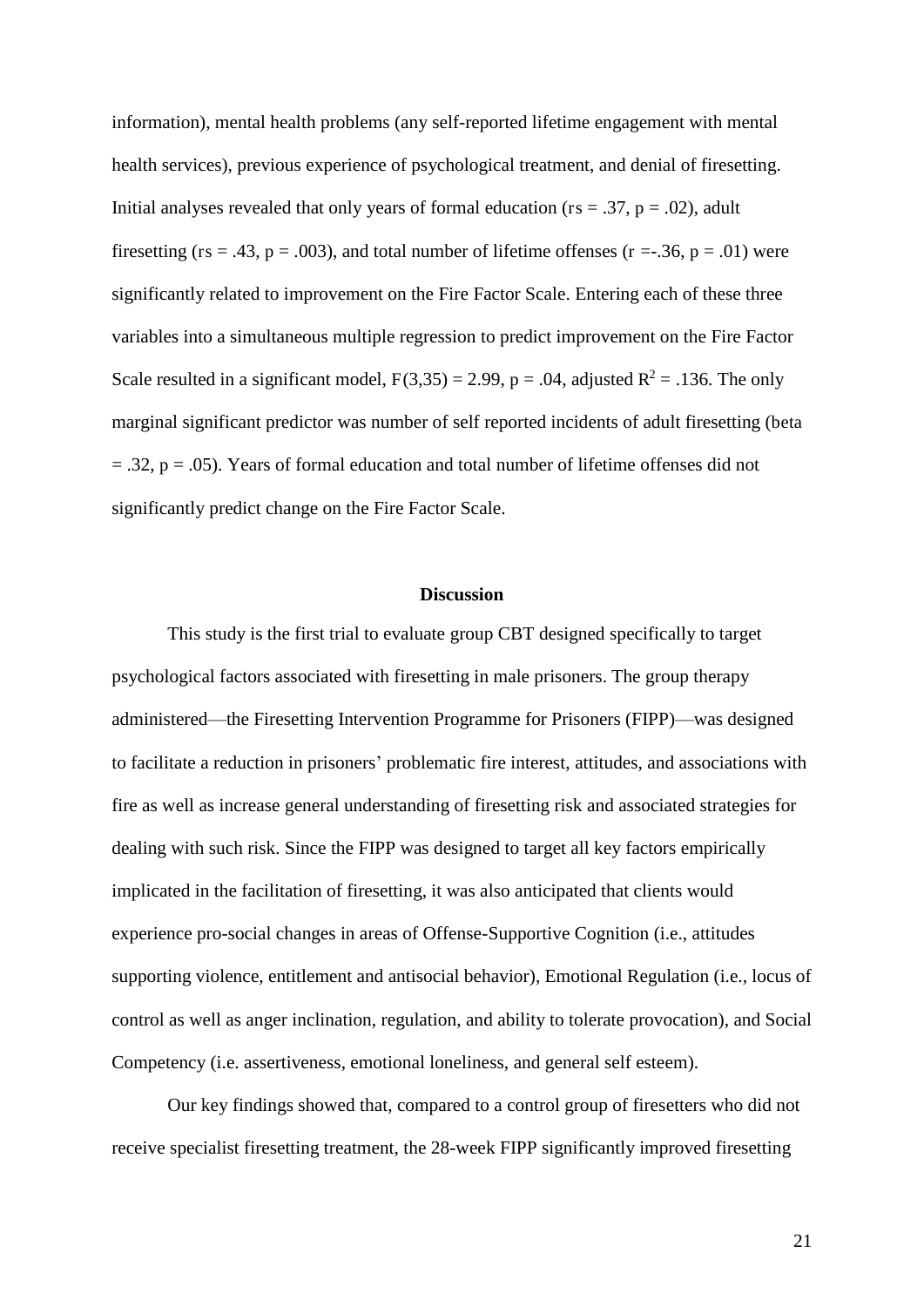information), mental health problems (any self-reported lifetime engagement with mental health services), previous experience of psychological treatment, and denial of firesetting. Initial analyses revealed that only years of formal education ($r_s = .37$, $p = .02$), adult firesetting ($r_s = .43$, $p = .003$), and total number of lifetime offenses ($r = -.36$, $p = .01$) were significantly related to improvement on the Fire Factor Scale. Entering each of these three variables into a simultaneous multiple regression to predict improvement on the Fire Factor Scale resulted in a significant model, $F(3,35) = 2.99$, $p = .04$, adjusted $R^2 = .136$. The only marginal significant predictor was number of self reported incidents of adult firesetting (beta $= .32$, $p = .05$). Years of formal education and total number of lifetime offenses did not significantly predict change on the Fire Factor Scale.

## Discussion

This study is the first trial to evaluate group CBT designed specifically to target psychological factors associated with firesetting in male prisoners. The group therapy administered—the Firesetting Intervention Programme for Prisoners (FIPP)—was designed to facilitate a reduction in prisoners' problematic fire interest, attitudes, and associations with fire as well as increase general understanding of firesetting risk and associated strategies for dealing with such risk. Since the FIPP was designed to target all key factors empirically implicated in the facilitation of firesetting, it was also anticipated that clients would experience pro-social changes in areas of Offense-Supportive Cognition (i.e., attitudes supporting violence, entitlement and antisocial behavior), Emotional Regulation (i.e., locus of control as well as anger inclination, regulation, and ability to tolerate provocation), and Social Competency (i.e. assertiveness, emotional loneliness, and general self esteem).

Our key findings showed that, compared to a control group of firesetters who did not receive specialist firesetting treatment, the 28-week FIPP significantly improved firesetting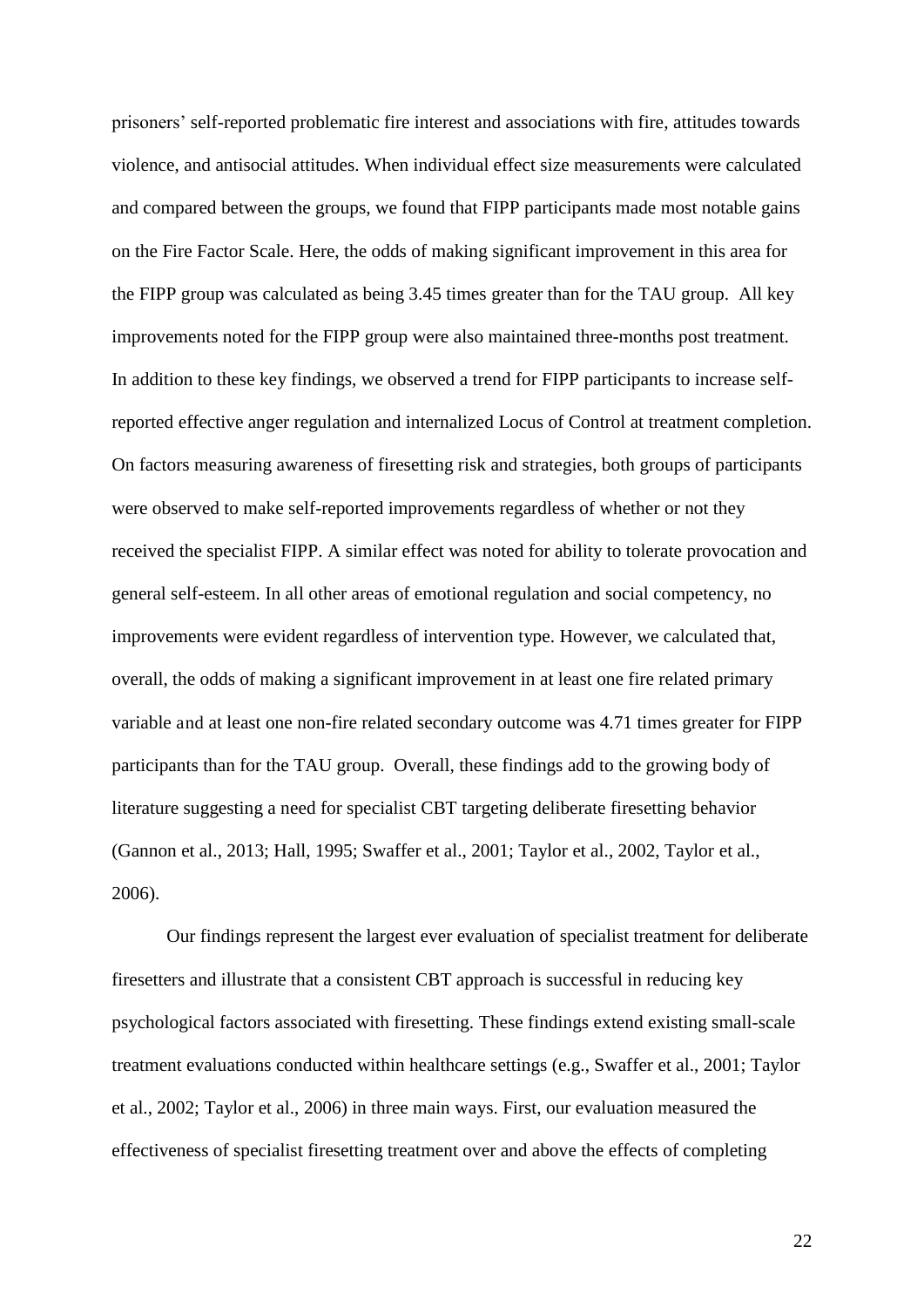prisoners' self-reported problematic fire interest and associations with fire, attitudes towards violence, and antisocial attitudes. When individual effect size measurements were calculated and compared between the groups, we found that FIPP participants made most notable gains on the Fire Factor Scale. Here, the odds of making significant improvement in this area for the FIPP group was calculated as being 3.45 times greater than for the TAU group. All key improvements noted for the FIPP group were also maintained three-months post treatment. In addition to these key findings, we observed a trend for FIPP participants to increase self-reported effective anger regulation and internalized Locus of Control at treatment completion. On factors measuring awareness of firesetting risk and strategies, both groups of participants were observed to make self-reported improvements regardless of whether or not they received the specialist FIPP. A similar effect was noted for ability to tolerate provocation and general self-esteem. In all other areas of emotional regulation and social competency, no improvements were evident regardless of intervention type. However, we calculated that, overall, the odds of making a significant improvement in at least one fire related primary variable and at least one non-fire related secondary outcome was 4.71 times greater for FIPP participants than for the TAU group. Overall, these findings add to the growing body of literature suggesting a need for specialist CBT targeting deliberate firesetting behavior (Gannon et al., 2013; Hall, 1995; Swaffer et al., 2001; Taylor et al., 2002, Taylor et al., 2006).

Our findings represent the largest ever evaluation of specialist treatment for deliberate firesetters and illustrate that a consistent CBT approach is successful in reducing key psychological factors associated with firesetting. These findings extend existing small-scale treatment evaluations conducted within healthcare settings (e.g., Swaffer et al., 2001; Taylor et al., 2002; Taylor et al., 2006) in three main ways. First, our evaluation measured the effectiveness of specialist firesetting treatment over and above the effects of completing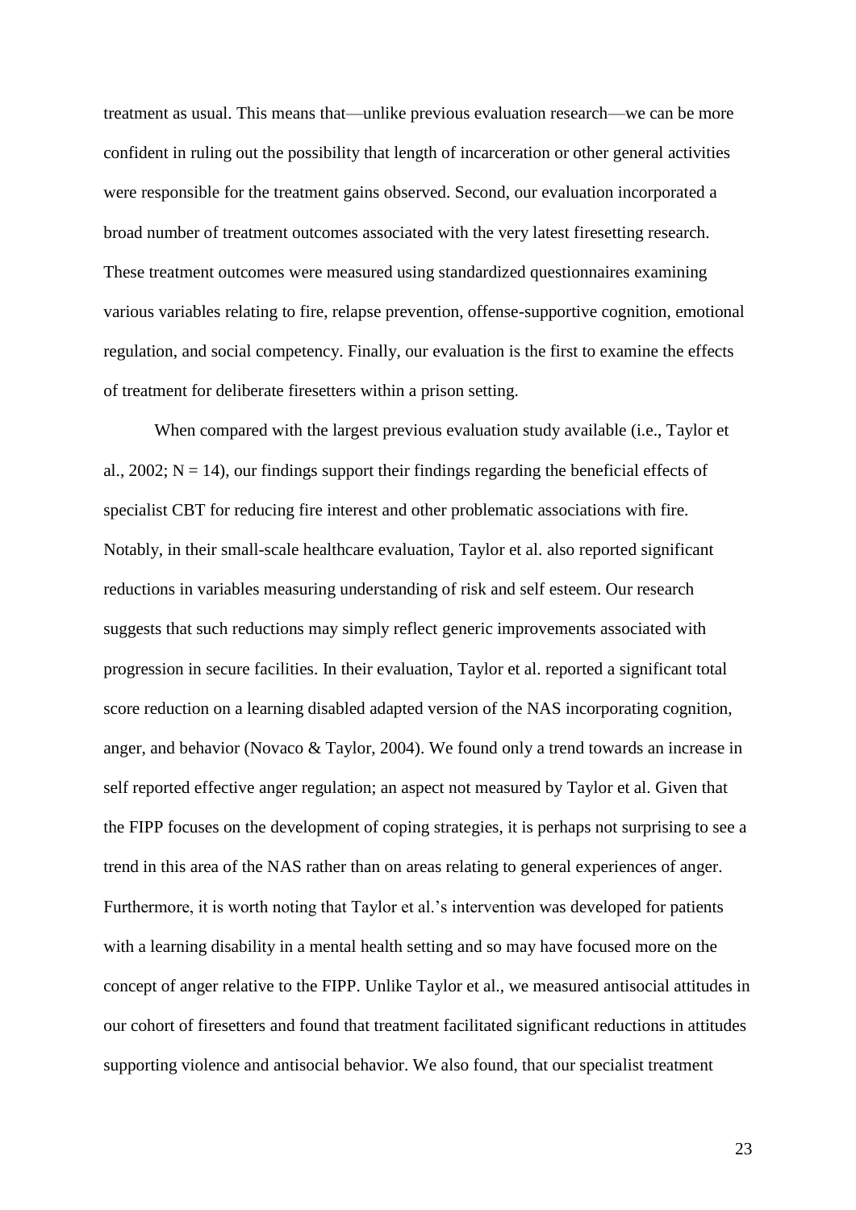treatment as usual. This means that—unlike previous evaluation research—we can be more confident in ruling out the possibility that length of incarceration or other general activities were responsible for the treatment gains observed. Second, our evaluation incorporated a broad number of treatment outcomes associated with the very latest firesetting research. These treatment outcomes were measured using standardized questionnaires examining various variables relating to fire, relapse prevention, offense-supportive cognition, emotional regulation, and social competency. Finally, our evaluation is the first to examine the effects of treatment for deliberate firesetters within a prison setting.

When compared with the largest previous evaluation study available (i.e., Taylor et al., 2002; N = 14), our findings support their findings regarding the beneficial effects of specialist CBT for reducing fire interest and other problematic associations with fire. Notably, in their small-scale healthcare evaluation, Taylor et al. also reported significant reductions in variables measuring understanding of risk and self esteem. Our research suggests that such reductions may simply reflect generic improvements associated with progression in secure facilities. In their evaluation, Taylor et al. reported a significant total score reduction on a learning disabled adapted version of the NAS incorporating cognition, anger, and behavior (Novaco & Taylor, 2004). We found only a trend towards an increase in self reported effective anger regulation; an aspect not measured by Taylor et al. Given that the FIPP focuses on the development of coping strategies, it is perhaps not surprising to see a trend in this area of the NAS rather than on areas relating to general experiences of anger. Furthermore, it is worth noting that Taylor et al.'s intervention was developed for patients with a learning disability in a mental health setting and so may have focused more on the concept of anger relative to the FIPP. Unlike Taylor et al., we measured antisocial attitudes in our cohort of firesetters and found that treatment facilitated significant reductions in attitudes supporting violence and antisocial behavior. We also found, that our specialist treatment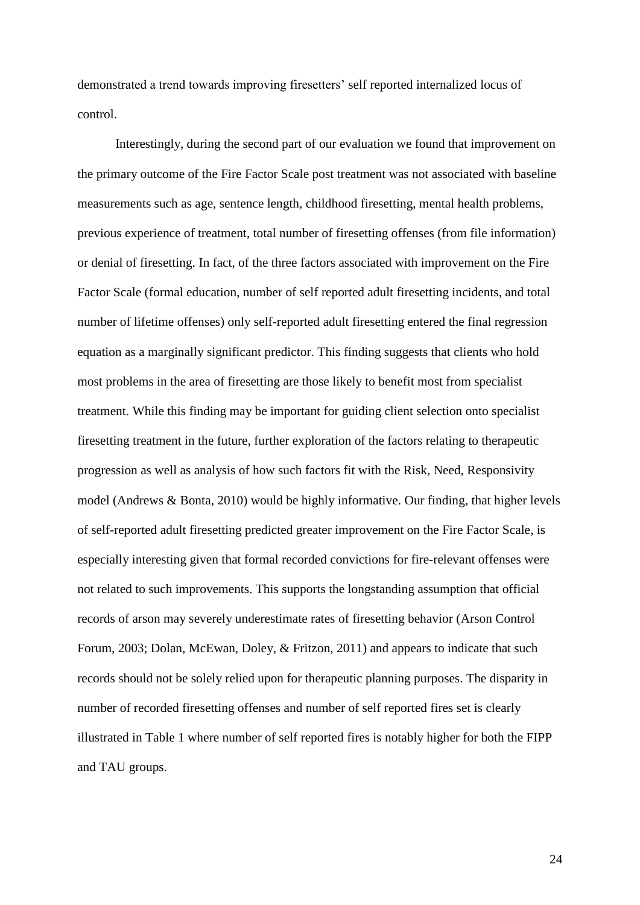demonstrated a trend towards improving firesetters' self reported internalized locus of control.

Interestingly, during the second part of our evaluation we found that improvement on the primary outcome of the Fire Factor Scale post treatment was not associated with baseline measurements such as age, sentence length, childhood firesetting, mental health problems, previous experience of treatment, total number of firesetting offenses (from file information) or denial of firesetting. In fact, of the three factors associated with improvement on the Fire Factor Scale (formal education, number of self reported adult firesetting incidents, and total number of lifetime offenses) only self-reported adult firesetting entered the final regression equation as a marginally significant predictor. This finding suggests that clients who hold most problems in the area of firesetting are those likely to benefit most from specialist treatment. While this finding may be important for guiding client selection onto specialist firesetting treatment in the future, further exploration of the factors relating to therapeutic progression as well as analysis of how such factors fit with the Risk, Need, Responsivity model (Andrews & Bonta, 2010) would be highly informative. Our finding, that higher levels of self-reported adult firesetting predicted greater improvement on the Fire Factor Scale, is especially interesting given that formal recorded convictions for fire-relevant offenses were not related to such improvements. This supports the longstanding assumption that official records of arson may severely underestimate rates of firesetting behavior (Arson Control Forum, 2003; Dolan, McEwan, Doley, & Fritzon, 2011) and appears to indicate that such records should not be solely relied upon for therapeutic planning purposes. The disparity in number of recorded firesetting offenses and number of self reported fires set is clearly illustrated in Table 1 where number of self reported fires is notably higher for both the FIPP and TAU groups.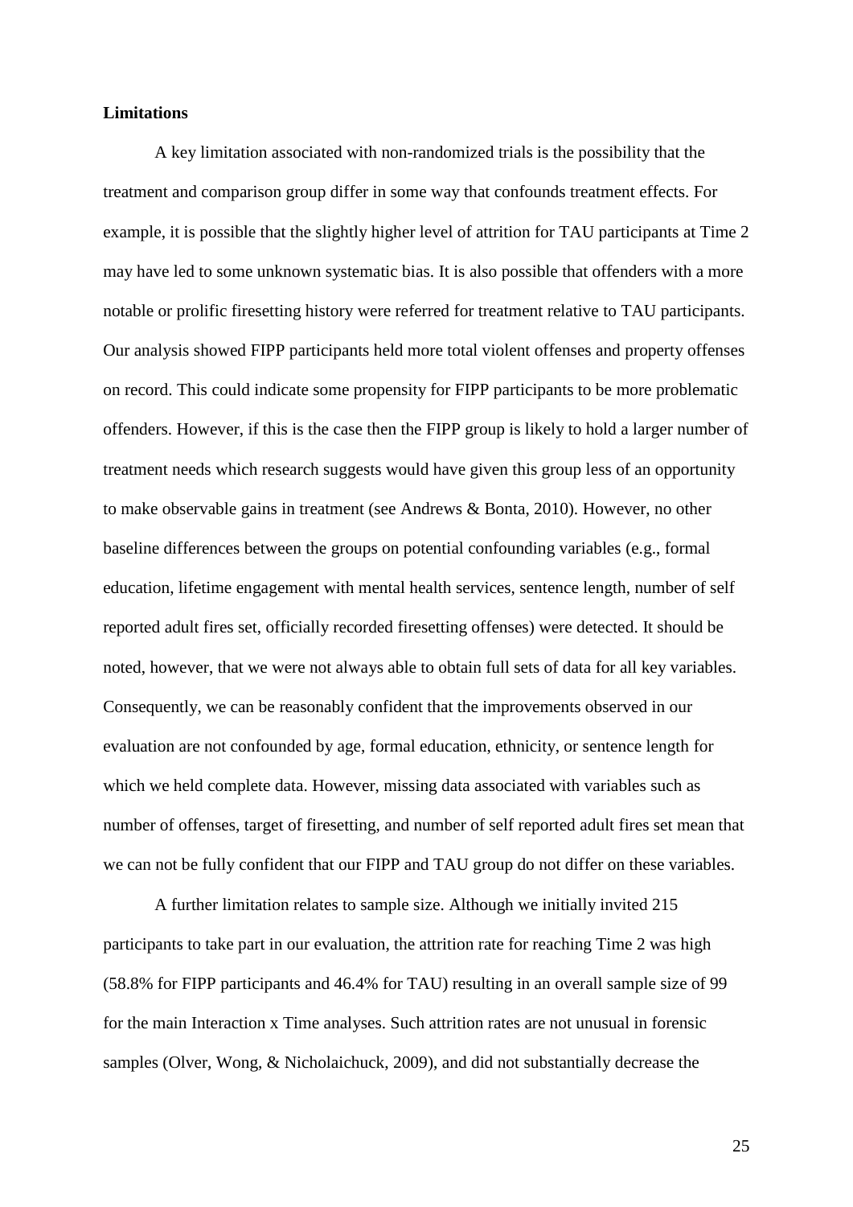**Limitations**

A key limitation associated with non-randomized trials is the possibility that the treatment and comparison group differ in some way that confounds treatment effects. For example, it is possible that the slightly higher level of attrition for TAU participants at Time 2 may have led to some unknown systematic bias. It is also possible that offenders with a more notable or prolific firesetting history were referred for treatment relative to TAU participants. Our analysis showed FIPP participants held more total violent offenses and property offenses on record. This could indicate some propensity for FIPP participants to be more problematic offenders. However, if this is the case then the FIPP group is likely to hold a larger number of treatment needs which research suggests would have given this group less of an opportunity to make observable gains in treatment (see Andrews & Bonta, 2010). However, no other baseline differences between the groups on potential confounding variables (e.g., formal education, lifetime engagement with mental health services, sentence length, number of self reported adult fires set, officially recorded firesetting offenses) were detected. It should be noted, however, that we were not always able to obtain full sets of data for all key variables. Consequently, we can be reasonably confident that the improvements observed in our evaluation are not confounded by age, formal education, ethnicity, or sentence length for which we held complete data. However, missing data associated with variables such as number of offenses, target of firesetting, and number of self reported adult fires set mean that we can not be fully confident that our FIPP and TAU group do not differ on these variables.

A further limitation relates to sample size. Although we initially invited 215 participants to take part in our evaluation, the attrition rate for reaching Time 2 was high (58.8% for FIPP participants and 46.4% for TAU) resulting in an overall sample size of 99 for the main Interaction x Time analyses. Such attrition rates are not unusual in forensic samples (Olver, Wong, & Nicholaichuck, 2009), and did not substantially decrease the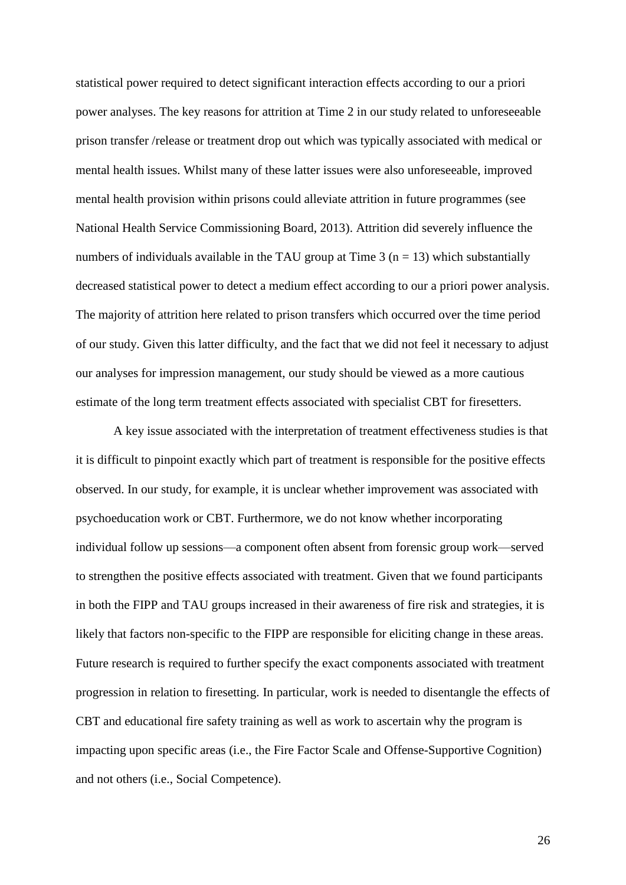statistical power required to detect significant interaction effects according to our a priori power analyses. The key reasons for attrition at Time 2 in our study related to unforeseeable prison transfer /release or treatment drop out which was typically associated with medical or mental health issues. Whilst many of these latter issues were also unforeseeable, improved mental health provision within prisons could alleviate attrition in future programmes (see National Health Service Commissioning Board, 2013). Attrition did severely influence the numbers of individuals available in the TAU group at Time 3 ($n = 13$) which substantially decreased statistical power to detect a medium effect according to our a priori power analysis. The majority of attrition here related to prison transfers which occurred over the time period of our study. Given this latter difficulty, and the fact that we did not feel it necessary to adjust our analyses for impression management, our study should be viewed as a more cautious estimate of the long term treatment effects associated with specialist CBT for firesetters.

A key issue associated with the interpretation of treatment effectiveness studies is that it is difficult to pinpoint exactly which part of treatment is responsible for the positive effects observed. In our study, for example, it is unclear whether improvement was associated with psychoeducation work or CBT. Furthermore, we do not know whether incorporating individual follow up sessions—a component often absent from forensic group work—served to strengthen the positive effects associated with treatment. Given that we found participants in both the FIPP and TAU groups increased in their awareness of fire risk and strategies, it is likely that factors non-specific to the FIPP are responsible for eliciting change in these areas. Future research is required to further specify the exact components associated with treatment progression in relation to firesetting. In particular, work is needed to disentangle the effects of CBT and educational fire safety training as well as work to ascertain why the program is impacting upon specific areas (i.e., the Fire Factor Scale and Offense-Supportive Cognition) and not others (i.e., Social Competence).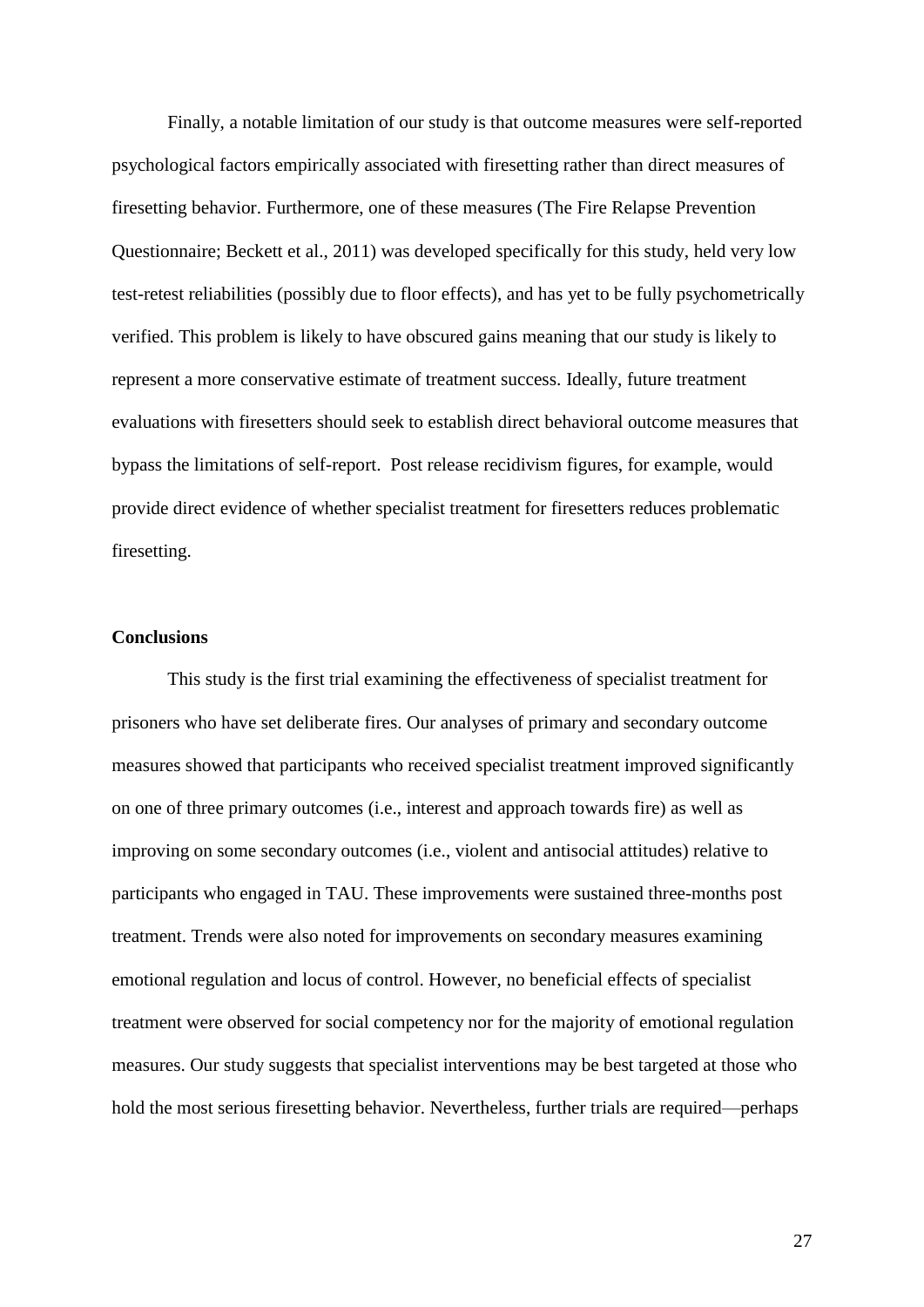Finally, a notable limitation of our study is that outcome measures were self-reported psychological factors empirically associated with firesetting rather than direct measures of firesetting behavior. Furthermore, one of these measures (The Fire Relapse Prevention Questionnaire; Beckett et al., 2011) was developed specifically for this study, held very low test-retest reliabilities (possibly due to floor effects), and has yet to be fully psychometrically verified. This problem is likely to have obscured gains meaning that our study is likely to represent a more conservative estimate of treatment success. Ideally, future treatment evaluations with firesetters should seek to establish direct behavioral outcome measures that bypass the limitations of self-report. Post release recidivism figures, for example, would provide direct evidence of whether specialist treatment for firesetters reduces problematic firesetting.

**Conclusions**

This study is the first trial examining the effectiveness of specialist treatment for prisoners who have set deliberate fires. Our analyses of primary and secondary outcome measures showed that participants who received specialist treatment improved significantly on one of three primary outcomes (i.e., interest and approach towards fire) as well as improving on some secondary outcomes (i.e., violent and antisocial attitudes) relative to participants who engaged in TAU. These improvements were sustained three-months post treatment. Trends were also noted for improvements on secondary measures examining emotional regulation and locus of control. However, no beneficial effects of specialist treatment were observed for social competency nor for the majority of emotional regulation measures. Our study suggests that specialist interventions may be best targeted at those who hold the most serious firesetting behavior. Nevertheless, further trials are required—perhaps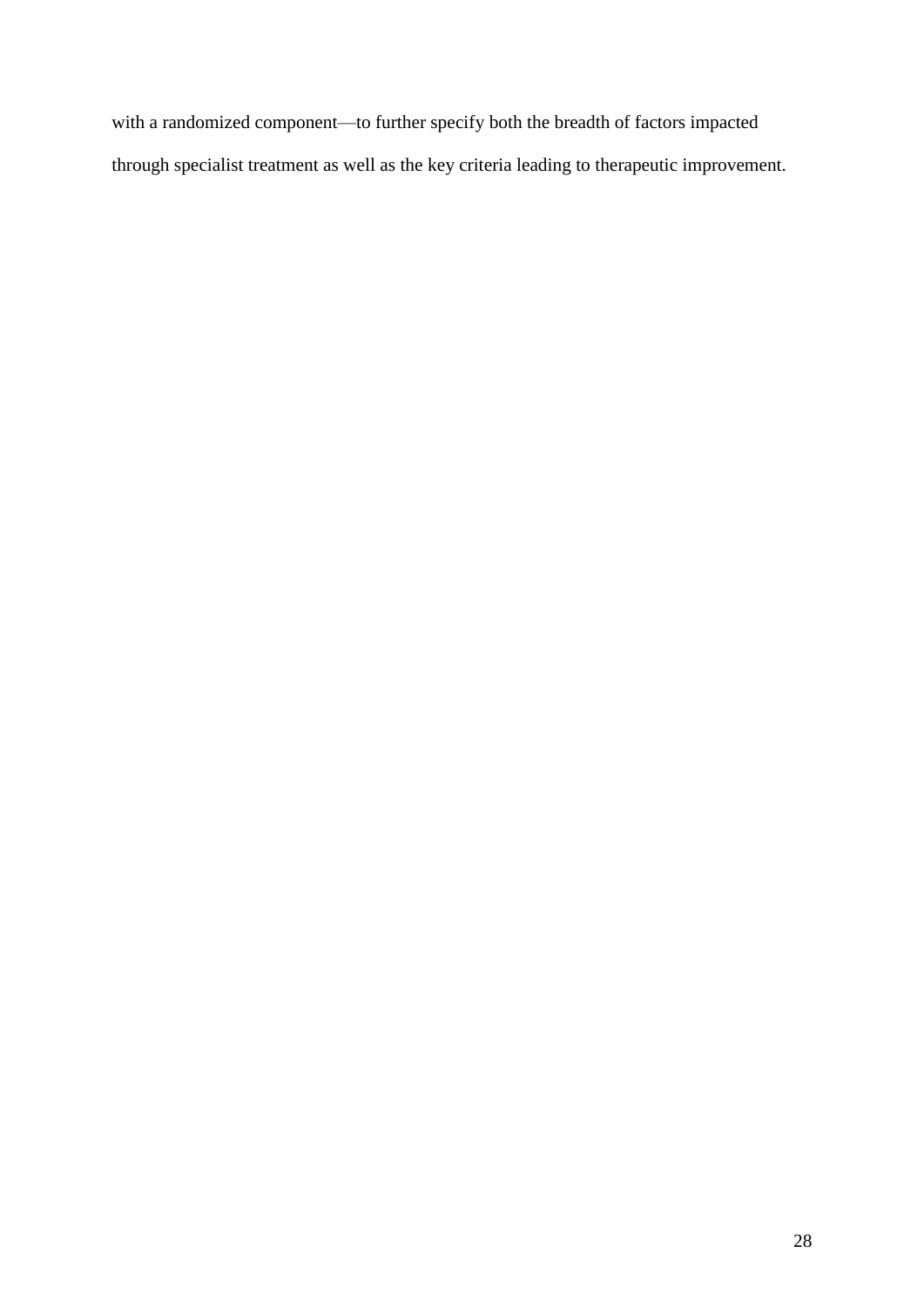with a randomized component—to further specify both the breadth of factors impacted through specialist treatment as well as the key criteria leading to therapeutic improvement.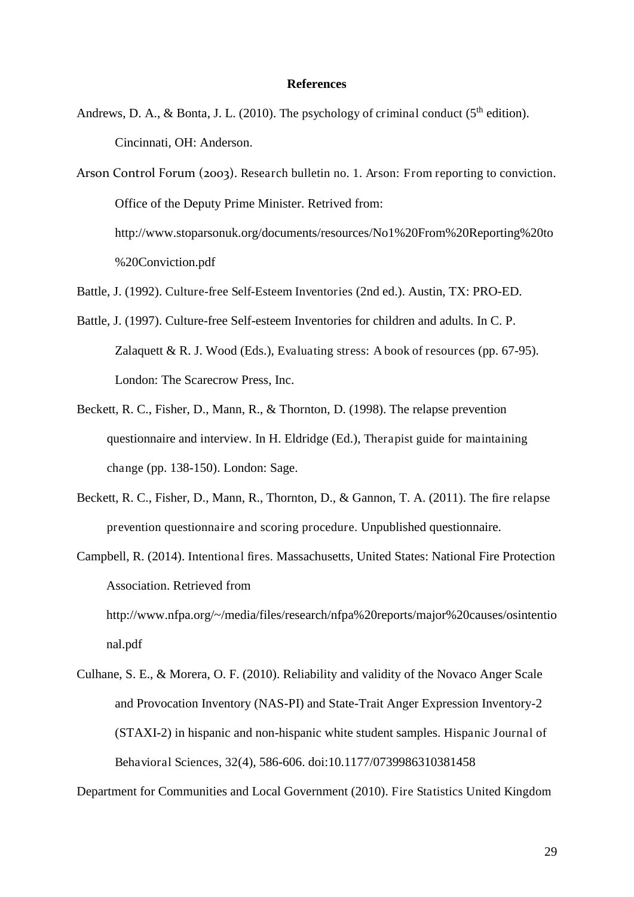**References**

Andrews, D. A., & Bonta, J. L. (2010). The psychology of criminal conduct (5th edition). Cincinnati, OH: Anderson.

Arson Control Forum (2003). Research bulletin no. 1. Arson: From reporting to conviction. Office of the Deputy Prime Minister. Retrived from: http://www.stoparsonuk.org/documents/resources/No1%20From%20Reporting%20to%20Conviction.pdf

Battle, J. (1992). Culture-free Self-Esteem Inventories (2nd ed.). Austin, TX: PRO-ED.

Battle, J. (1997). Culture-free Self-esteem Inventories for children and adults. In C. P. Zalaquett & R. J. Wood (Eds.), Evaluating stress: A book of resources (pp. 67-95). London: The Scarecrow Press, Inc.

Beckett, R. C., Fisher, D., Mann, R., & Thornton, D. (1998). The relapse prevention questionnaire and interview. In H. Eldridge (Ed.), Therapist guide for maintaining change (pp. 138-150). London: Sage.

Beckett, R. C., Fisher, D., Mann, R., Thornton, D., & Gannon, T. A. (2011). The fire relapse prevention questionnaire and scoring procedure. Unpublished questionnaire.

Campbell, R. (2014). Intentional fires. Massachusetts, United States: National Fire Protection Association. Retrieved from http://www.nfpa.org/~/media/files/research/nfpa%20reports/major%20causes/osintentional.pdf

Culhane, S. E., & Morera, O. F. (2010). Reliability and validity of the Novaco Anger Scale and Provocation Inventory (NAS-PI) and State-Trait Anger Expression Inventory-2 (STAXI-2) in hispanic and non-hispanic white student samples. Hispanic Journal of Behavioral Sciences, 32(4), 586-606. doi:10.1177/0739986310381458

Department for Communities and Local Government (2010). Fire Statistics United Kingdom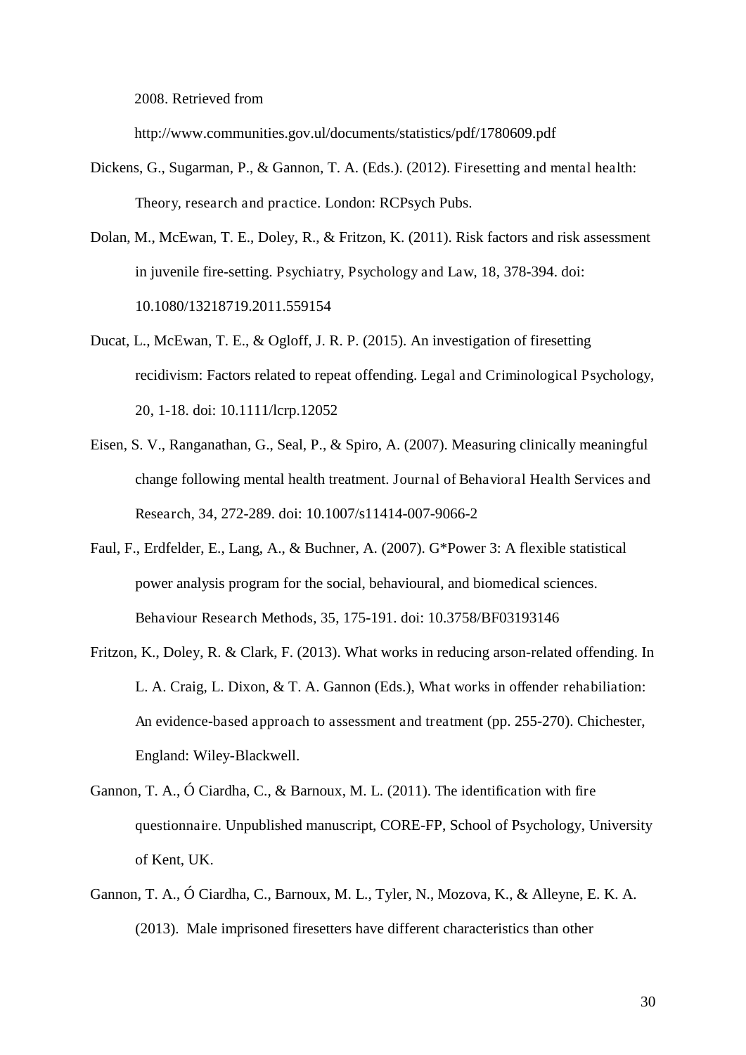2008. Retrieved from http://www.communities.gov.ul/documents/statistics/pdf/1780609.pdf

Dickens, G., Sugarman, P., & Gannon, T. A. (Eds.). (2012). *Firesetting and mental health: Theory, research and practice*. London: RCPsych Pubs.

Dolan, M., McEwan, T. E., Doley, R., & Fritzon, K. (2011). Risk factors and risk assessment in juvenile fire-setting. *Psychiatry, Psychology and Law, 18*, 378-394. doi: 10.1080/13218719.2011.559154

Ducat, L., McEwan, T. E., & Ogloff, J. R. P. (2015). An investigation of firesetting recidivism: Factors related to repeat offending. *Legal and Criminological Psychology, 20*, 1-18. doi: 10.1111/lcrp.12052

Eisen, S. V., Ranganathan, G., Seal, P., & Spiro, A. (2007). Measuring clinically meaningful change following mental health treatment. *Journal of Behavioral Health Services and Research, 34*, 272-289. doi: 10.1007/s11414-007-9066-2

Faul, F., Erdfelder, E., Lang, A., & Buchner, A. (2007). G*Power 3: A flexible statistical power analysis program for the social, behavioural, and biomedical sciences. *Behaviour Research Methods, 35*, 175-191. doi: 10.3758/BF03193146

Fritzon, K., Doley, R. & Clark, F. (2013). What works in reducing arson-related offending. In L. A. Craig, L. Dixon, & T. A. Gannon (Eds.), *What works in offender rehabiliation: An evidence-based approach to assessment and treatment* (pp. 255-270). Chichester, England: Wiley-Blackwell.

Gannon, T. A., Ó Ciardha, C., & Barnoux, M. L. (2011). *The identification with fire questionnaire*. Unpublished manuscript, CORE-FP, School of Psychology, University of Kent, UK.

Gannon, T. A., Ó Ciardha, C., Barnoux, M. L., Tyler, N., Mozova, K., & Alleyne, E. K. A. (2013). Male imprisoned firesetters have different characteristics than other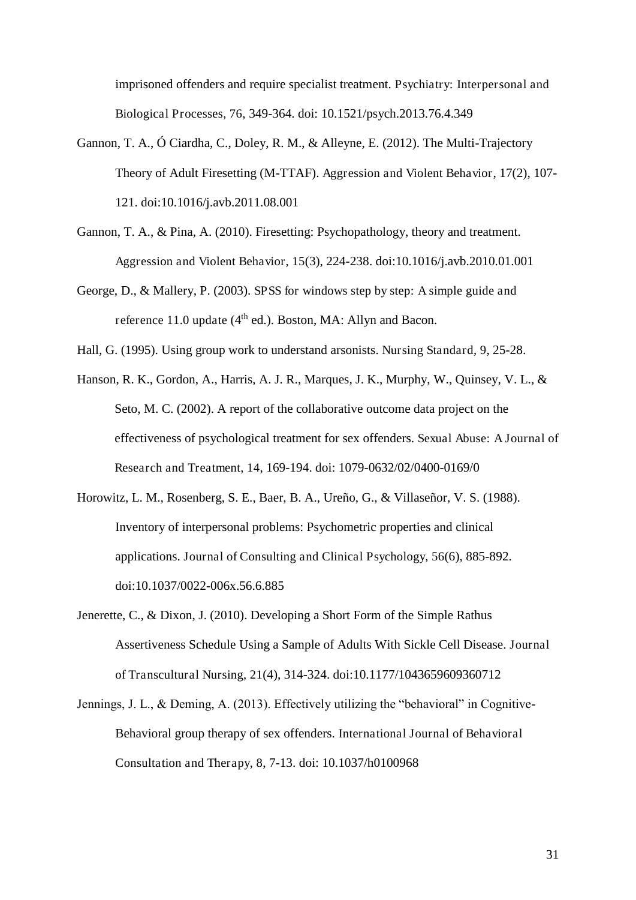imprisoned offenders and require specialist treatment. *Psychiatry: Interpersonal and Biological Processes, 76*, 349-364. doi: 10.1521/psych.2013.76.4.349

Gannon, T. A., Ó Ciardha, C., Doley, R. M., & Alleyne, E. (2012). The Multi-Trajectory Theory of Adult Firesetting (M-TTAF). *Aggression and Violent Behavior, 17*(2), 107-121. doi:10.1016/j.avb.2011.08.001

Gannon, T. A., & Pina, A. (2010). Firesetting: Psychopathology, theory and treatment. *Aggression and Violent Behavior, 15*(3), 224-238. doi:10.1016/j.avb.2010.01.001

George, D., & Mallery, P. (2003). *SPSS for windows step by step: A simple guide and reference 11.0 update* (4th ed.). Boston, MA: Allyn and Bacon.

Hall, G. (1995). Using group work to understand arsonists. *Nursing Standard, 9*, 25-28.

Hanson, R. K., Gordon, A., Harris, A. J. R., Marques, J. K., Murphy, W., Quinsey, V. L., & Seto, M. C. (2002). A report of the collaborative outcome data project on the effectiveness of psychological treatment for sex offenders. *Sexual Abuse: A Journal of Research and Treatment, 14*, 169-194. doi: 1079-0632/02/0400-0169/0

Horowitz, L. M., Rosenberg, S. E., Baer, B. A., Ureño, G., & Villaseñor, V. S. (1988). Inventory of interpersonal problems: Psychometric properties and clinical applications. *Journal of Consulting and Clinical Psychology, 56*(6), 885-892. doi:10.1037/0022-006x.56.6.885

Jenerette, C., & Dixon, J. (2010). Developing a Short Form of the Simple Rathus Assertiveness Schedule Using a Sample of Adults With Sickle Cell Disease. *Journal of Transcultural Nursing, 21*(4), 314-324. doi:10.1177/1043659609360712

Jennings, J. L., & Deming, A. (2013). Effectively utilizing the "behavioral" in Cognitive-Behavioral group therapy of sex offenders. *International Journal of Behavioral Consultation and Therapy, 8*, 7-13. doi: 10.1037/h0100968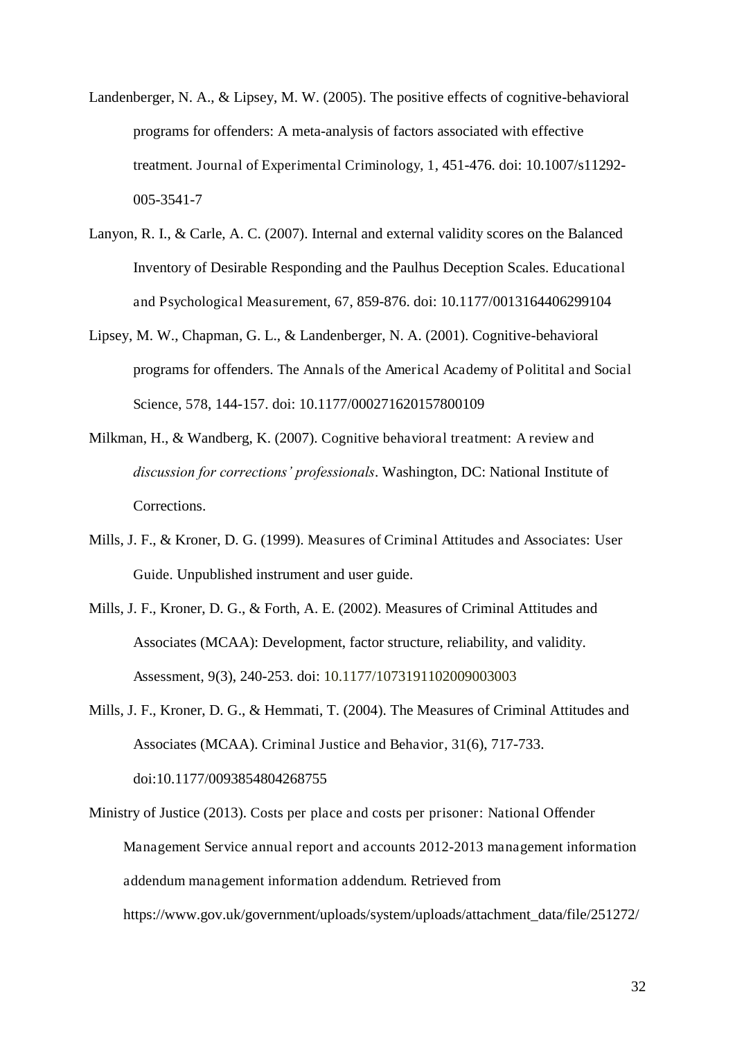Landenberger, N. A., & Lipsey, M. W. (2005). The positive effects of cognitive-behavioral programs for offenders: A meta-analysis of factors associated with effective treatment. Journal of Experimental Criminology, 1, 451-476. doi: 10.1007/s11292-005-3541-7

Lanyon, R. I., & Carle, A. C. (2007). Internal and external validity scores on the Balanced Inventory of Desirable Responding and the Paulhus Deception Scales. Educational and Psychological Measurement, 67, 859-876. doi: 10.1177/0013164406299104

Lipsey, M. W., Chapman, G. L., & Landenberger, N. A. (2001). Cognitive-behavioral programs for offenders. The Annals of the Americal Academy of Politital and Social Science, 578, 144-157. doi: 10.1177/000271620157800109

Milkman, H., & Wandberg, K. (2007). Cognitive behavioral treatment: A review and *discussion for corrections' professionals*. Washington, DC: National Institute of Corrections.

Mills, J. F., & Kroner, D. G. (1999). Measures of Criminal Attitudes and Associates: User Guide. Unpublished instrument and user guide.

Mills, J. F., Kroner, D. G., & Forth, A. E. (2002). Measures of Criminal Attitudes and Associates (MCAA): Development, factor structure, reliability, and validity. Assessment, 9(3), 240-253. doi: 10.1177/1073191102009003003

Mills, J. F., Kroner, D. G., & Hemmati, T. (2004). The Measures of Criminal Attitudes and Associates (MCAA). Criminal Justice and Behavior, 31(6), 717-733. doi:10.1177/0093854804268755

Ministry of Justice (2013). Costs per place and costs per prisoner: National Offender Management Service annual report and accounts 2012-2013 management information addendum management information addendum. Retrieved from https://www.gov.uk/government/uploads/system/uploads/attachment_data/file/251272/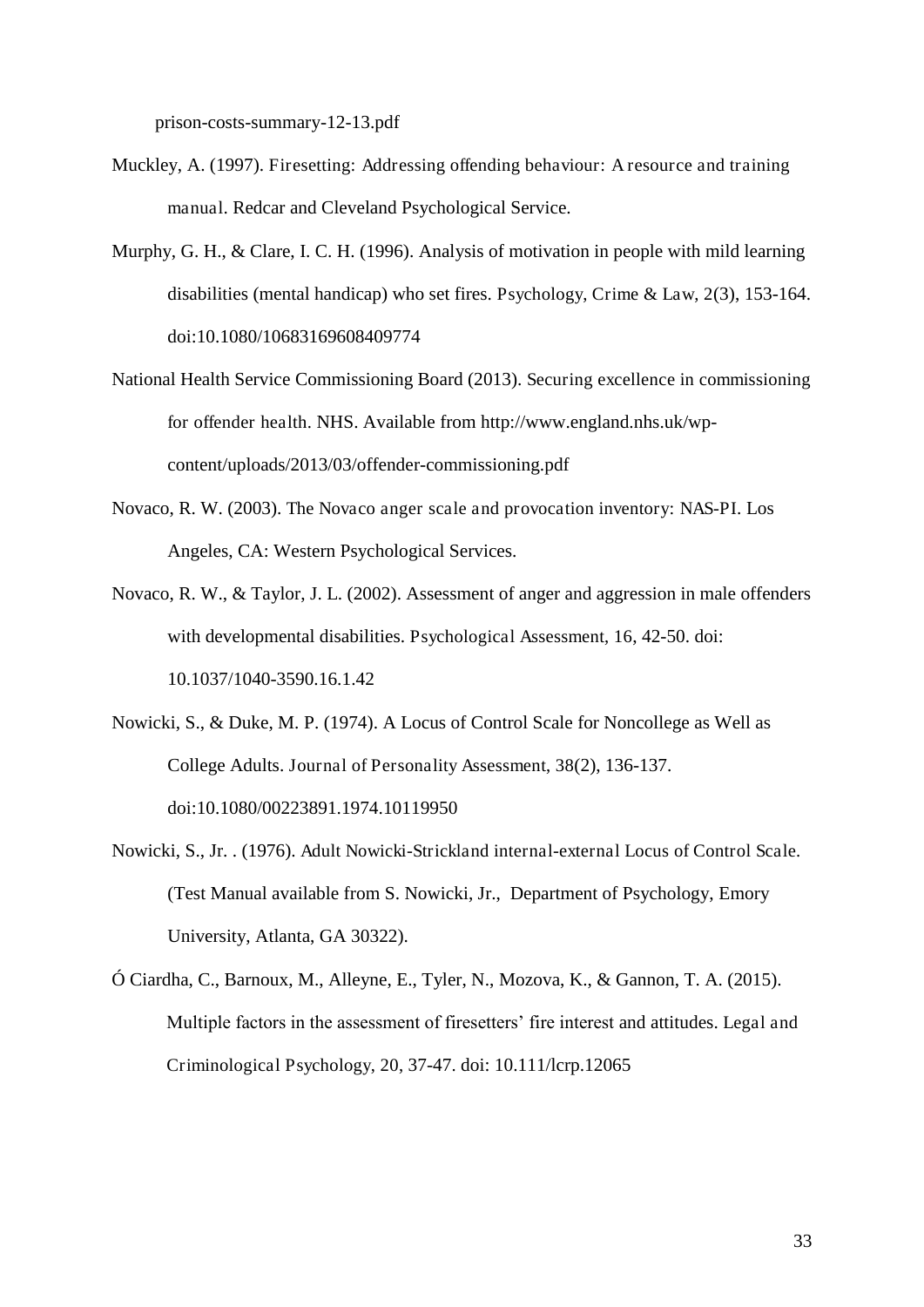prison-costs-summary-12-13.pdf

Muckley, A. (1997). Firesetting: Addressing offending behaviour: A resource and training manual. Redcar and Cleveland Psychological Service.

Murphy, G. H., & Clare, I. C. H. (1996). Analysis of motivation in people with mild learning disabilities (mental handicap) who set fires. Psychology, Crime & Law, 2(3), 153-164. doi:10.1080/10683169608409774

National Health Service Commissioning Board (2013). Securing excellence in commissioning for offender health. NHS. Available from http://www.england.nhs.uk/wp-content/uploads/2013/03/offender-commissioning.pdf

Novaco, R. W. (2003). The Novaco anger scale and provocation inventory: NAS-PI. Los Angeles, CA: Western Psychological Services.

Novaco, R. W., & Taylor, J. L. (2002). Assessment of anger and aggression in male offenders with developmental disabilities. Psychological Assessment, 16, 42-50. doi: 10.1037/1040-3590.16.1.42

Nowicki, S., & Duke, M. P. (1974). A Locus of Control Scale for Noncollege as Well as College Adults. Journal of Personality Assessment, 38(2), 136-137. doi:10.1080/00223891.1974.10119950

Nowicki, S., Jr. . (1976). Adult Nowicki-Strickland internal-external Locus of Control Scale. (Test Manual available from S. Nowicki, Jr., Department of Psychology, Emory University, Atlanta, GA 30322).

Ó Ciardha, C., Barnoux, M., Alleyne, E., Tyler, N., Mozova, K., & Gannon, T. A. (2015). Multiple factors in the assessment of firesetters' fire interest and attitudes. Legal and Criminological Psychology, 20, 37-47. doi: 10.111/lcrp.12065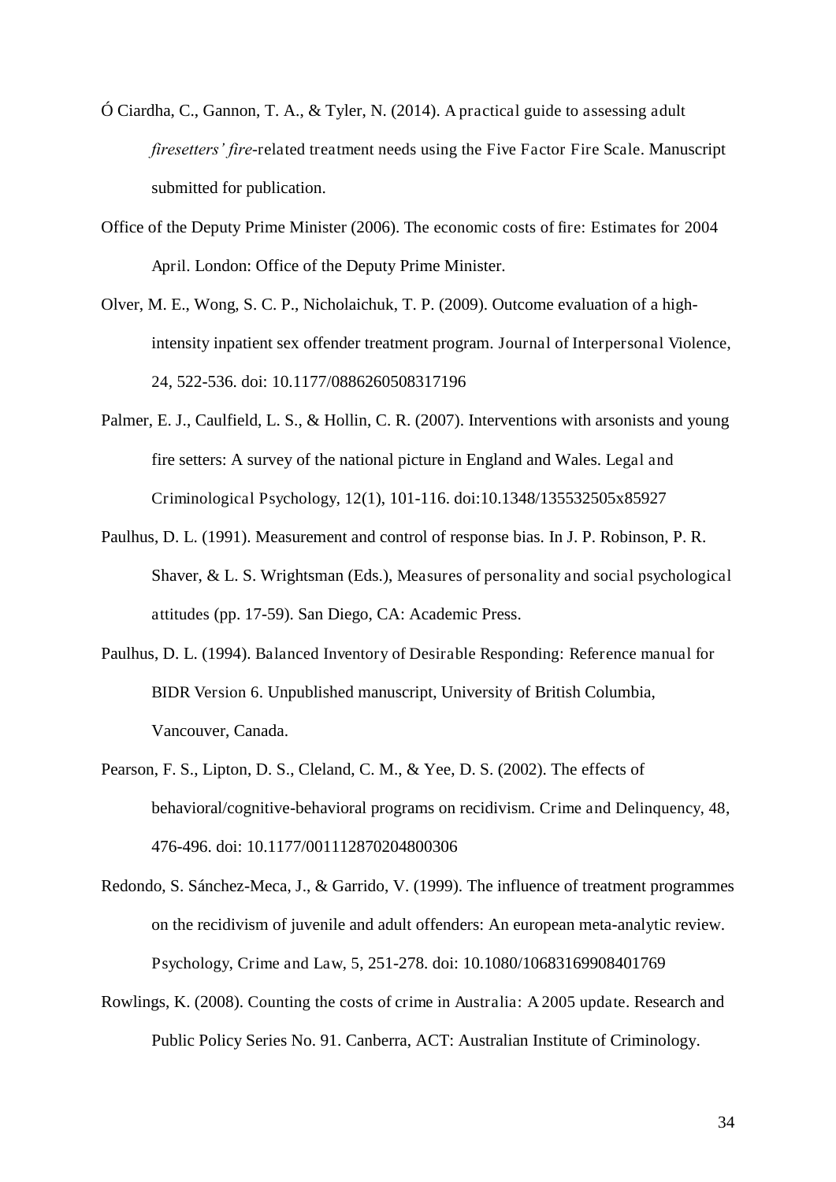Ó Ciardha, C., Gannon, T. A., & Tyler, N. (2014). A practical guide to assessing adult *firesetters' fire*-related treatment needs using the Five Factor Fire Scale. Manuscript submitted for publication.

Office of the Deputy Prime Minister (2006). The economic costs of fire: Estimates for 2004 April. London: Office of the Deputy Prime Minister.

Olver, M. E., Wong, S. C. P., Nicholaichuk, T. P. (2009). Outcome evaluation of a high-intensity inpatient sex offender treatment program. Journal of Interpersonal Violence, 24, 522-536. doi: 10.1177/0886260508317196

Palmer, E. J., Caulfield, L. S., & Hollin, C. R. (2007). Interventions with arsonists and young fire setters: A survey of the national picture in England and Wales. Legal and Criminological Psychology, 12(1), 101-116. doi:10.1348/135532505x85927

Paulhus, D. L. (1991). Measurement and control of response bias. In J. P. Robinson, P. R. Shaver, & L. S. Wrightsman (Eds.), Measures of personality and social psychological attitudes (pp. 17-59). San Diego, CA: Academic Press.

Paulhus, D. L. (1994). Balanced Inventory of Desirable Responding: Reference manual for BIDR Version 6. Unpublished manuscript, University of British Columbia, Vancouver, Canada.

Pearson, F. S., Lipton, D. S., Cleland, C. M., & Yee, D. S. (2002). The effects of behavioral/cognitive-behavioral programs on recidivism. Crime and Delinquency, 48, 476-496. doi: 10.1177/001112870204800306

Redondo, S. Sánchez-Meca, J., & Garrido, V. (1999). The influence of treatment programmes on the recidivism of juvenile and adult offenders: An european meta-analytic review. Psychology, Crime and Law, 5, 251-278. doi: 10.1080/10683169908401769

Rowlings, K. (2008). Counting the costs of crime in Australia: A 2005 update. Research and Public Policy Series No. 91. Canberra, ACT: Australian Institute of Criminology.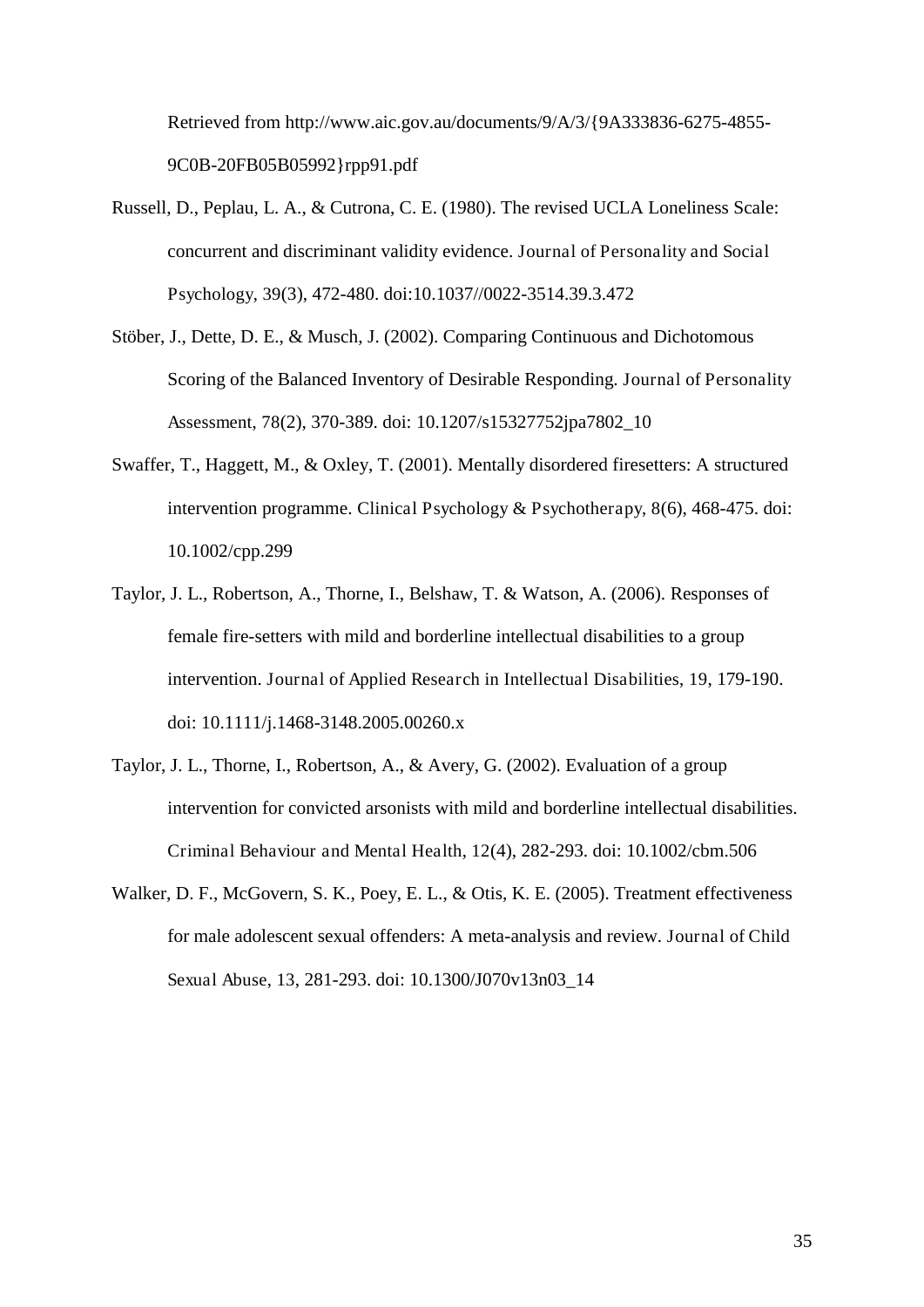Retrieved from http://www.aic.gov.au/documents/9/A/3/{9A333836-6275-4855-9C0B-20FB05B05992}rpp91.pdf

Russell, D., Peplau, L. A., & Cutrona, C. E. (1980). The revised UCLA Loneliness Scale: concurrent and discriminant validity evidence. *Journal of Personality and Social Psychology, 39*(3), 472-480. doi:10.1037//0022-3514.39.3.472

Stöber, J., Dette, D. E., & Musch, J. (2002). Comparing Continuous and Dichotomous Scoring of the Balanced Inventory of Desirable Responding. *Journal of Personality Assessment, 78*(2), 370-389. doi: 10.1207/s15327752jpa7802_10

Swaffer, T., Haggett, M., & Oxley, T. (2001). Mentally disordered firesetters: A structured intervention programme. *Clinical Psychology & Psychotherapy, 8*(6), 468-475. doi: 10.1002/cpp.299

Taylor, J. L., Robertson, A., Thorne, I., Belshaw, T. & Watson, A. (2006). Responses of female fire-setters with mild and borderline intellectual disabilities to a group intervention. *Journal of Applied Research in Intellectual Disabilities, 19*, 179-190. doi: 10.1111/j.1468-3148.2005.00260.x

Taylor, J. L., Thorne, I., Robertson, A., & Avery, G. (2002). Evaluation of a group intervention for convicted arsonists with mild and borderline intellectual disabilities. *Criminal Behaviour and Mental Health, 12*(4), 282-293. doi: 10.1002/cbm.506

Walker, D. F., McGovern, S. K., Poey, E. L., & Otis, K. E. (2005). Treatment effectiveness for male adolescent sexual offenders: A meta-analysis and review. *Journal of Child Sexual Abuse, 13*, 281-293. doi: 10.1300/J070v13n03_14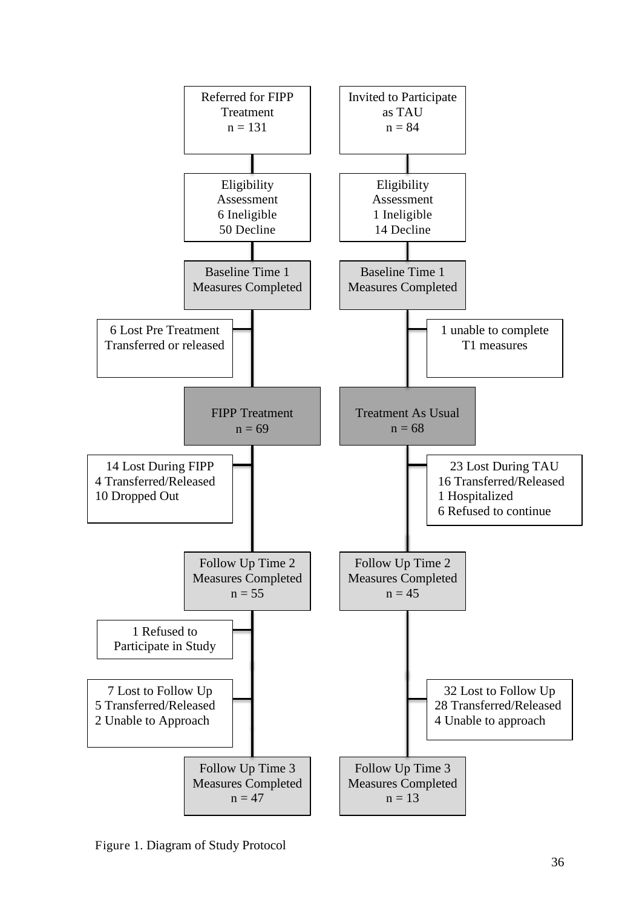**FIPP arm:**

- Referred for FIPP Treatment
  n = 131
- Eligibility Assessment
  6 Ineligible
  50 Decline
- Baseline Time 1 Measures Completed
- 6 Lost Pre Treatment
  Transferred or released
- FIPP Treatment
  n = 69
- 14 Lost During FIPP
  4 Transferred/Released
  10 Dropped Out
- Follow Up Time 2 Measures Completed
  n = 55
- 1 Refused to Participate in Study
- 7 Lost to Follow Up
  5 Transferred/Released
  2 Unable to Approach
- Follow Up Time 3 Measures Completed
  n = 47

**TAU arm:**

- Invited to Participate as TAU
  n = 84
- Eligibility Assessment
  1 Ineligible
  14 Decline
- Baseline Time 1 Measures Completed
- 1 unable to complete T1 measures
- Treatment As Usual
  n = 68
- 23 Lost During TAU
  16 Transferred/Released
  1 Hospitalized
  6 Refused to continue
- Follow Up Time 2 Measures Completed
  n = 45
- 32 Lost to Follow Up
  28 Transferred/Released
  4 Unable to approach
- Follow Up Time 3 Measures Completed
  n = 13

Figure 1. Diagram of Study Protocol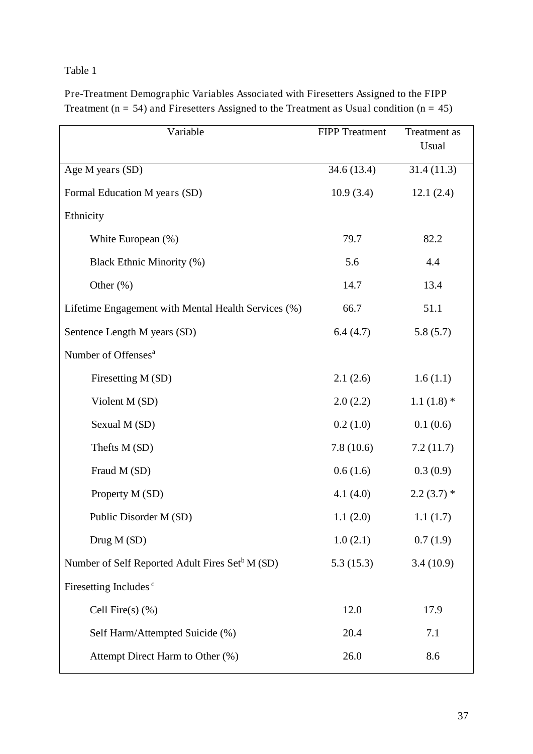Table 1

Pre-Treatment Demographic Variables Associated with Firesetters Assigned to the FIPP Treatment (n = 54) and Firesetters Assigned to the Treatment as Usual condition (n = 45)

| Variable | FIPP Treatment | Treatment as Usual |
|---|---|---|
| Age M years (SD) | 34.6 (13.4) | 31.4 (11.3) |
| Formal Education M years (SD) | 10.9 (3.4) | 12.1 (2.4) |
| Ethnicity | | |
| White European (%) | 79.7 | 82.2 |
| Black Ethnic Minority (%) | 5.6 | 4.4 |
| Other (%) | 14.7 | 13.4 |
| Lifetime Engagement with Mental Health Services (%) | 66.7 | 51.1 |
| Sentence Length M years (SD) | 6.4 (4.7) | 5.8 (5.7) |
| Number of Offenses[a] | | |
| Firesetting M (SD) | 2.1 (2.6) | 1.6 (1.1) |
| Violent M (SD) | 2.0 (2.2) | 1.1 (1.8) * |
| Sexual M (SD) | 0.2 (1.0) | 0.1 (0.6) |
| Thefts M (SD) | 7.8 (10.6) | 7.2 (11.7) |
| Fraud M (SD) | 0.6 (1.6) | 0.3 (0.9) |
| Property M (SD) | 4.1 (4.0) | 2.2 (3.7) * |
| Public Disorder M (SD) | 1.1 (2.0) | 1.1 (1.7) |
| Drug M (SD) | 1.0 (2.1) | 0.7 (1.9) |
| Number of Self Reported Adult Fires Set[b] M (SD) | 5.3 (15.3) | 3.4 (10.9) |
| Firesetting Includes[c] | | |
| Cell Fire(s) (%) | 12.0 | 17.9 |
| Self Harm/Attempted Suicide (%) | 20.4 | 7.1 |
| Attempt Direct Harm to Other (%) | 26.0 | 8.6 |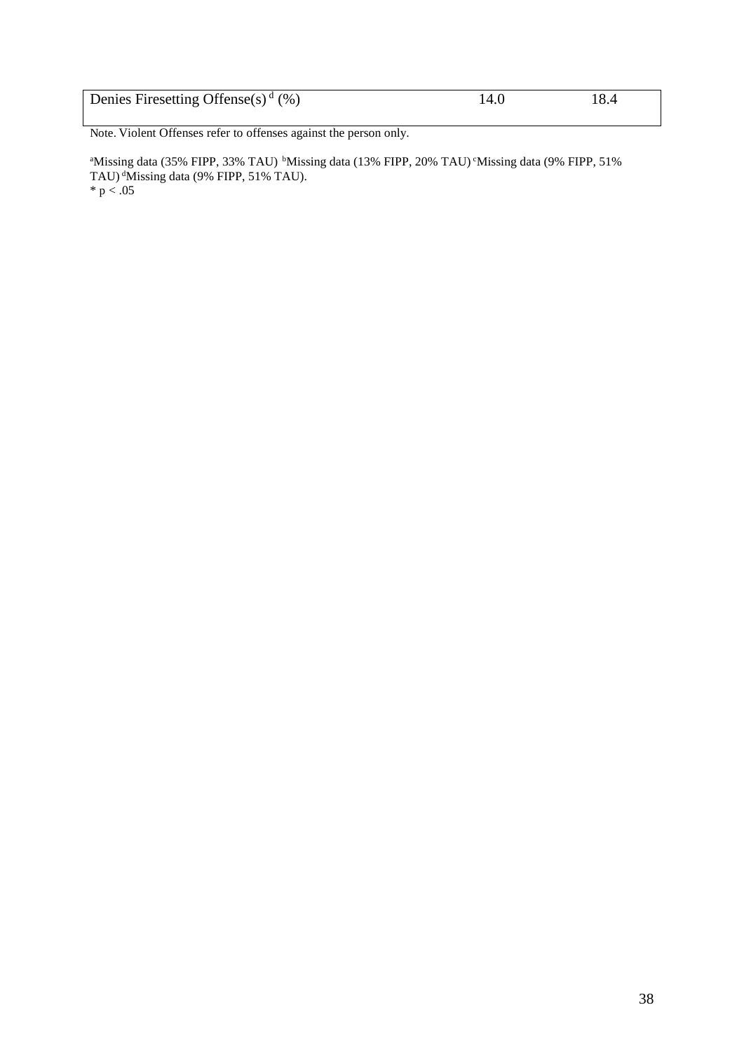| Denies Firesetting Offense(s)[d] (%) | 14.0 | 18.4 |
|---|---|---|

Note. Violent Offenses refer to offenses against the person only.

[a]Missing data (35% FIPP, 33% TAU) [b]Missing data (13% FIPP, 20% TAU) [c]Missing data (9% FIPP, 51% TAU) [d]Missing data (9% FIPP, 51% TAU).
* $p < .05$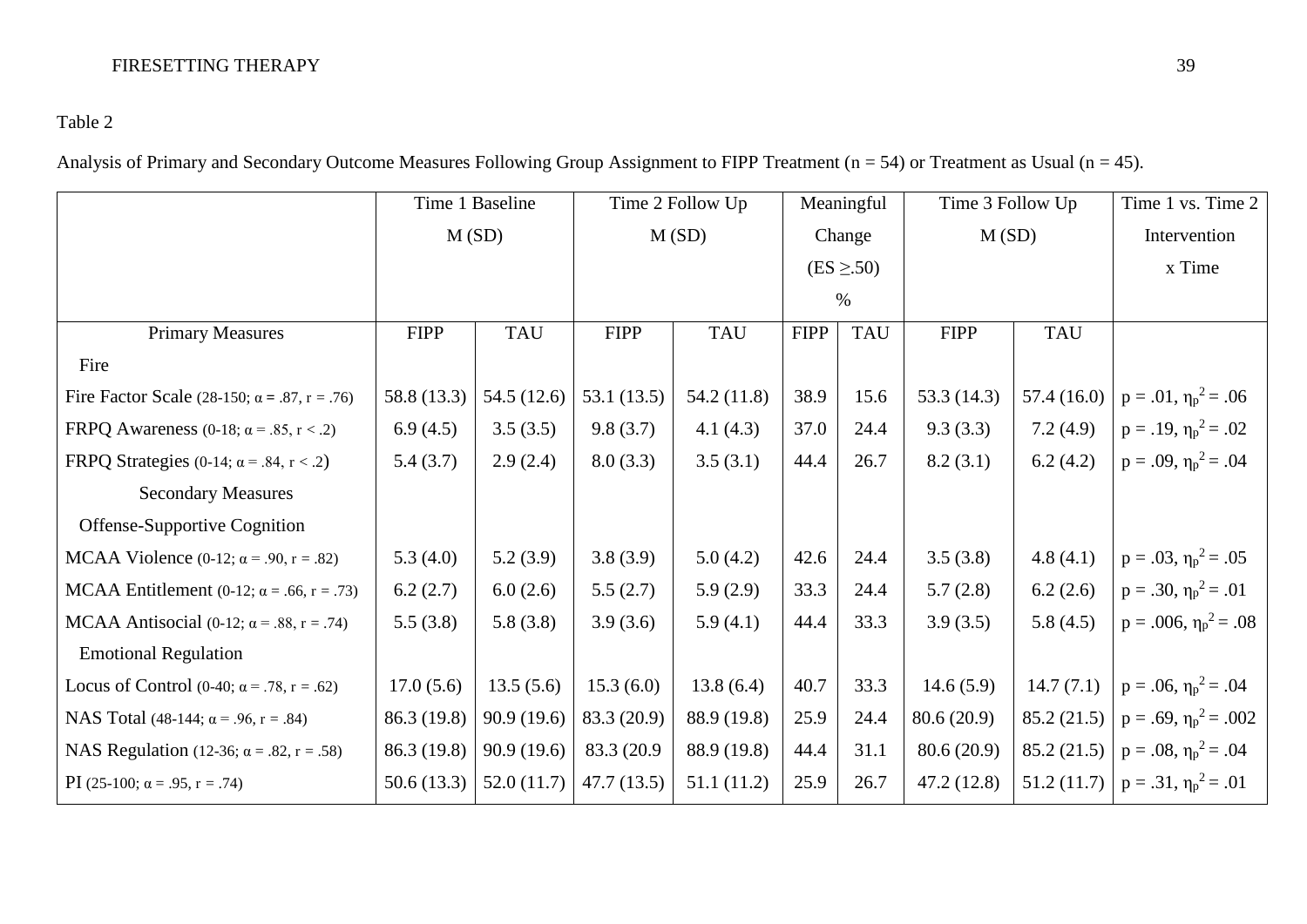Table 2

Analysis of Primary and Secondary Outcome Measures Following Group Assignment to FIPP Treatment (n = 54) or Treatment as Usual (n = 45).

| | Time 1 Baseline M (SD) | | Time 2 Follow Up M (SD) | | Meaningful Change (ES ≥.50) % | | Time 3 Follow Up M (SD) | | Time 1 vs. Time 2 Intervention x Time |
|---|---|---|---|---|---|---|---|---|---|
| Primary Measures | FIPP | TAU | FIPP | TAU | FIPP | TAU | FIPP | TAU | |
| Fire | | | | | | | | | |
| Fire Factor Scale (28-150; α = .87, r = .76) | 58.8 (13.3) | 54.5 (12.6) | 53.1 (13.5) | 54.2 (11.8) | 38.9 | 15.6 | 53.3 (14.3) | 57.4 (16.0) | $p = .01$, $\eta_p^2 = .06$ |
| FRPQ Awareness (0-18; α = .85, r < .2) | 6.9 (4.5) | 3.5 (3.5) | 9.8 (3.7) | 4.1 (4.3) | 37.0 | 24.4 | 9.3 (3.3) | 7.2 (4.9) | $p = .19$, $\eta_p^2 = .02$ |
| FRPQ Strategies (0-14; α = .84, r < .2) | 5.4 (3.7) | 2.9 (2.4) | 8.0 (3.3) | 3.5 (3.1) | 44.4 | 26.7 | 8.2 (3.1) | 6.2 (4.2) | $p = .09$, $\eta_p^2 = .04$ |
| Secondary Measures | | | | | | | | | |
| Offense-Supportive Cognition | | | | | | | | | |
| MCAA Violence (0-12; α = .90, r = .82) | 5.3 (4.0) | 5.2 (3.9) | 3.8 (3.9) | 5.0 (4.2) | 42.6 | 24.4 | 3.5 (3.8) | 4.8 (4.1) | $p = .03$, $\eta_p^2 = .05$ |
| MCAA Entitlement (0-12; α = .66, r = .73) | 6.2 (2.7) | 6.0 (2.6) | 5.5 (2.7) | 5.9 (2.9) | 33.3 | 24.4 | 5.7 (2.8) | 6.2 (2.6) | $p = .30$, $\eta_p^2 = .01$ |
| MCAA Antisocial (0-12; α = .88, r = .74) | 5.5 (3.8) | 5.8 (3.8) | 3.9 (3.6) | 5.9 (4.1) | 44.4 | 33.3 | 3.9 (3.5) | 5.8 (4.5) | $p = .006$, $\eta_p^2 = .08$ |
| Emotional Regulation | | | | | | | | | |
| Locus of Control (0-40; α = .78, r = .62) | 17.0 (5.6) | 13.5 (5.6) | 15.3 (6.0) | 13.8 (6.4) | 40.7 | 33.3 | 14.6 (5.9) | 14.7 (7.1) | $p = .06$, $\eta_p^2 = .04$ |
| NAS Total (48-144; α = .96, r = .84) | 86.3 (19.8) | 90.9 (19.6) | 83.3 (20.9) | 88.9 (19.8) | 25.9 | 24.4 | 80.6 (20.9) | 85.2 (21.5) | $p = .69$, $\eta_p^2 = .002$ |
| NAS Regulation (12-36; α = .82, r = .58) | 86.3 (19.8) | 90.9 (19.6) | 83.3 (20.9 | 88.9 (19.8) | 44.4 | 31.1 | 80.6 (20.9) | 85.2 (21.5) | $p = .08$, $\eta_p^2 = .04$ |
| PI (25-100; α = .95, r = .74) | 50.6 (13.3) | 52.0 (11.7) | 47.7 (13.5) | 51.1 (11.2) | 25.9 | 26.7 | 47.2 (12.8) | 51.2 (11.7) | $p = .31$, $\eta_p^2 = .01$ |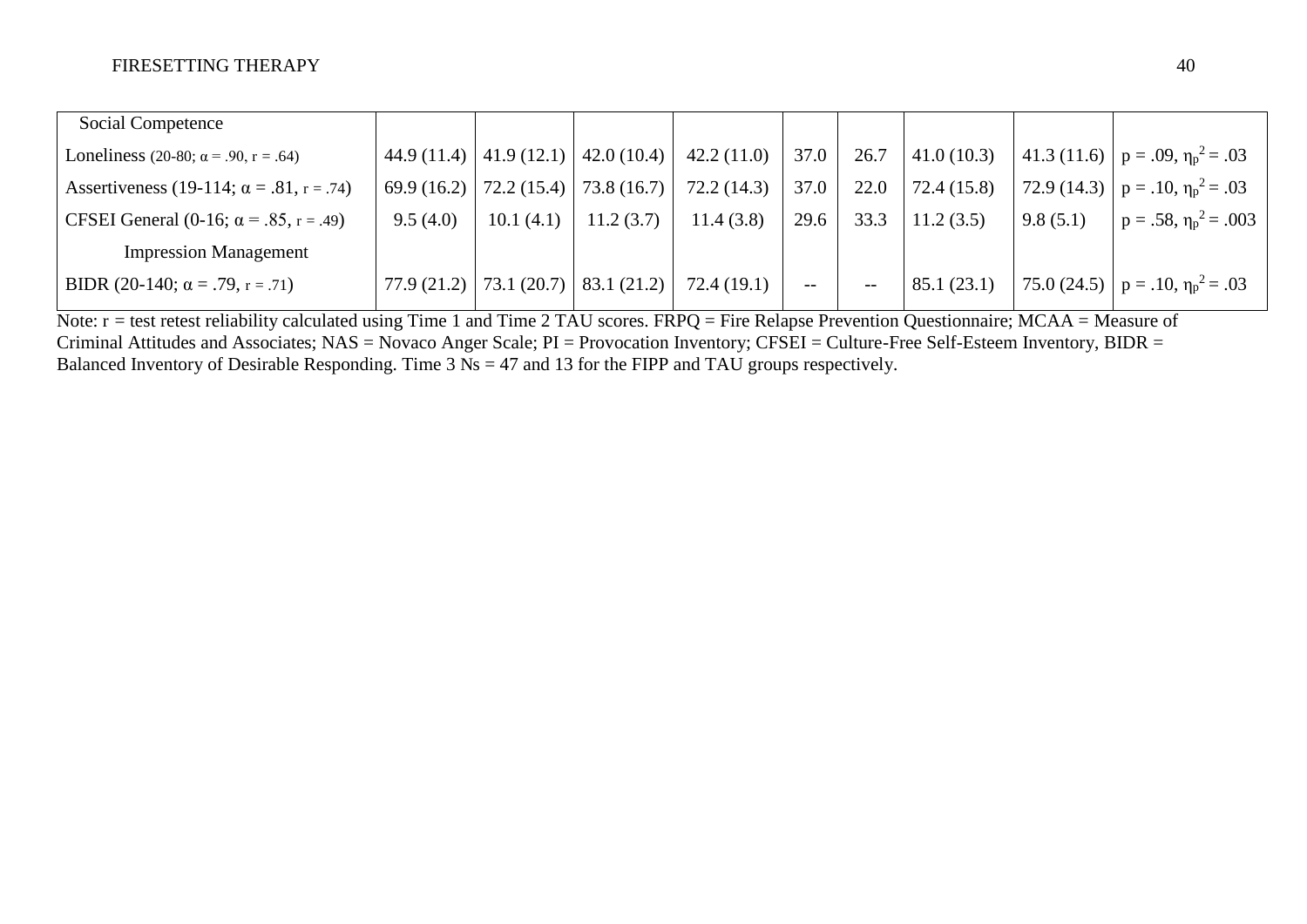| | | | | | | | | | |
|---|---|---|---|---|---|---|---|---|---|
| Social Competence | | | | | | | | | |
| Loneliness (20-80; α = .90, r = .64) | 44.9 (11.4) | 41.9 (12.1) | 42.0 (10.4) | 42.2 (11.0) | 37.0 | 26.7 | 41.0 (10.3) | 41.3 (11.6) | p = .09, $\eta_p^2$ = .03 |
| Assertiveness (19-114; α = .81, r = .74) | 69.9 (16.2) | 72.2 (15.4) | 73.8 (16.7) | 72.2 (14.3) | 37.0 | 22.0 | 72.4 (15.8) | 72.9 (14.3) | p = .10, $\eta_p^2$ = .03 |
| CFSEI General (0-16; α = .85, r = .49) | 9.5 (4.0) | 10.1 (4.1) | 11.2 (3.7) | 11.4 (3.8) | 29.6 | 33.3 | 11.2 (3.5) | 9.8 (5.1) | p = .58, $\eta_p^2$ = .003 |
| Impression Management | | | | | | | | | |
| BIDR (20-140; α = .79, r = .71) | 77.9 (21.2) | 73.1 (20.7) | 83.1 (21.2) | 72.4 (19.1) | -- | -- | 85.1 (23.1) | 75.0 (24.5) | p = .10, $\eta_p^2$ = .03 |

Note: r = test retest reliability calculated using Time 1 and Time 2 TAU scores. FRPQ = Fire Relapse Prevention Questionnaire; MCAA = Measure of Criminal Attitudes and Associates; NAS = Novaco Anger Scale; PI = Provocation Inventory; CFSEI = Culture-Free Self-Esteem Inventory, BIDR = Balanced Inventory of Desirable Responding. Time 3 Ns = 47 and 13 for the FIPP and TAU groups respectively.